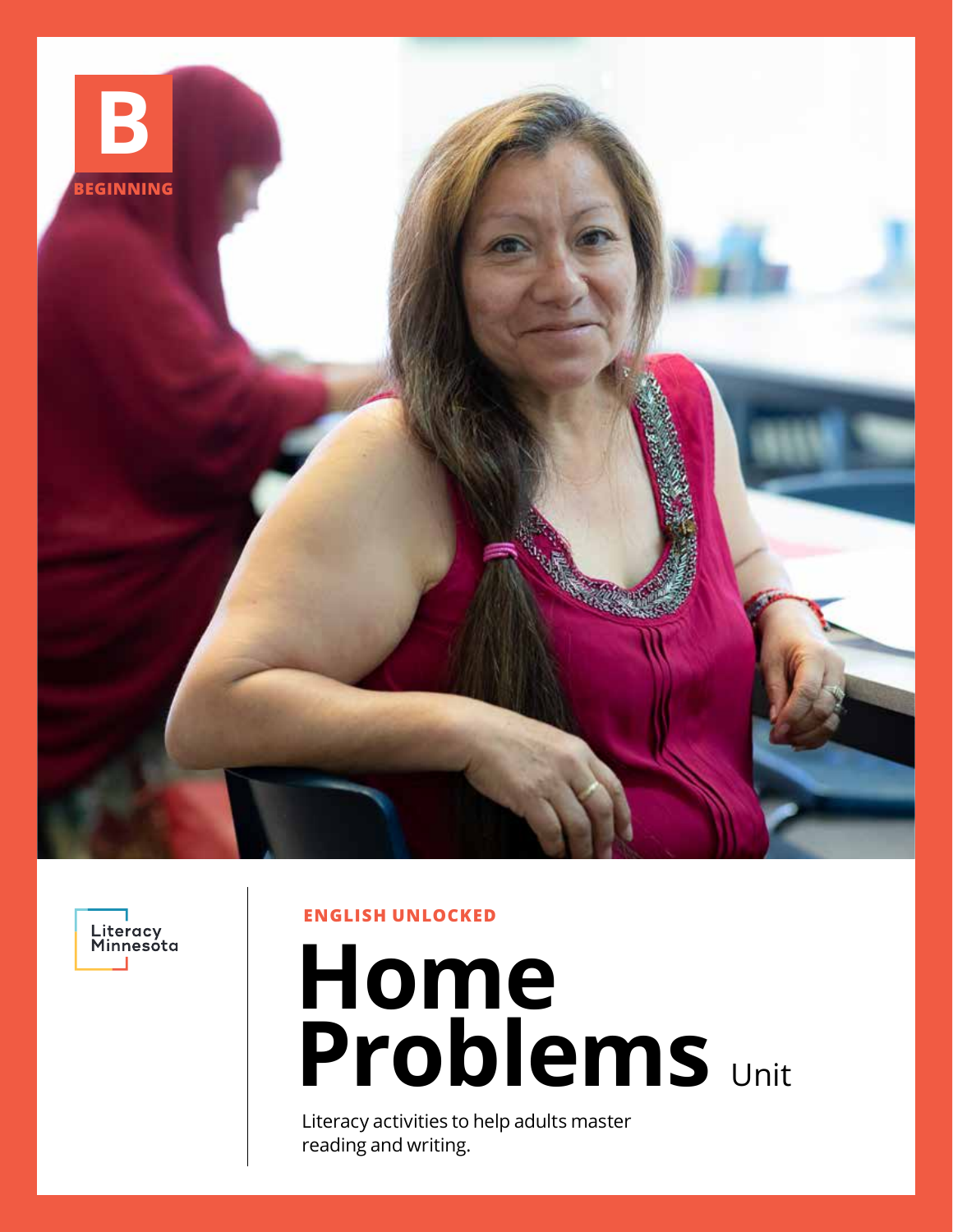B

BEGINNING

Literacy Minnesota

ENGLISH UNLOCKED

# Home Problems Unit

Literacy activities to help adults master reading and writing.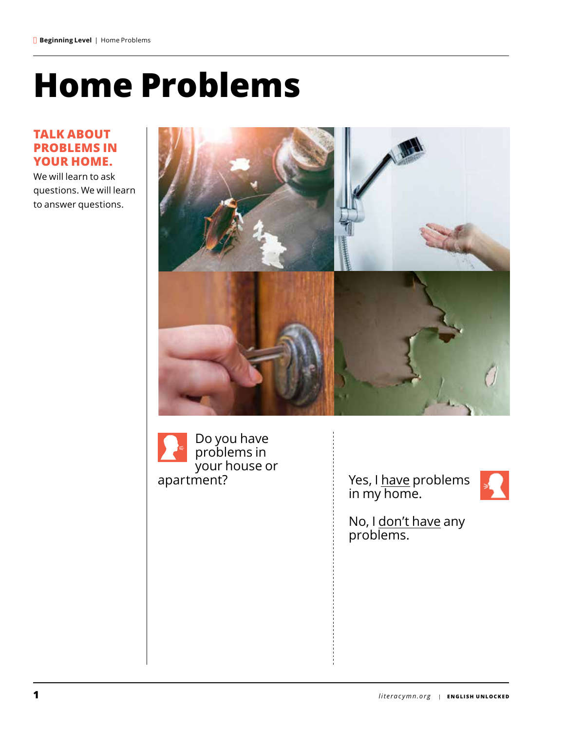# Home Problems

## TALK ABOUT PROBLEMS IN YOUR HOME.

We will learn to ask questions. We will learn to answer questions.

Do you have problems in your house or apartment?

Yes, I have problems in my home.

No, I don't have any problems.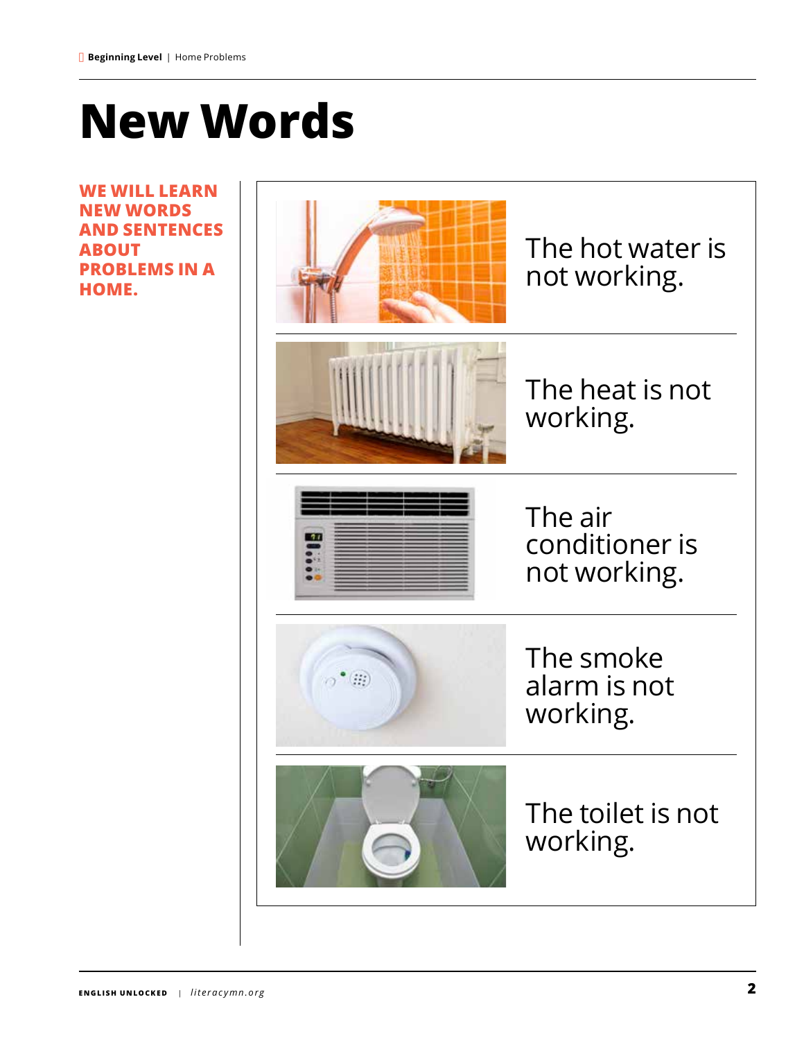# New Words

**WE WILL LEARN NEW WORDS AND SENTENCES ABOUT PROBLEMS IN A HOME.**

The hot water is not working.

The heat is not working.

The air conditioner is not working.

The smoke alarm is not working.

The toilet is not working.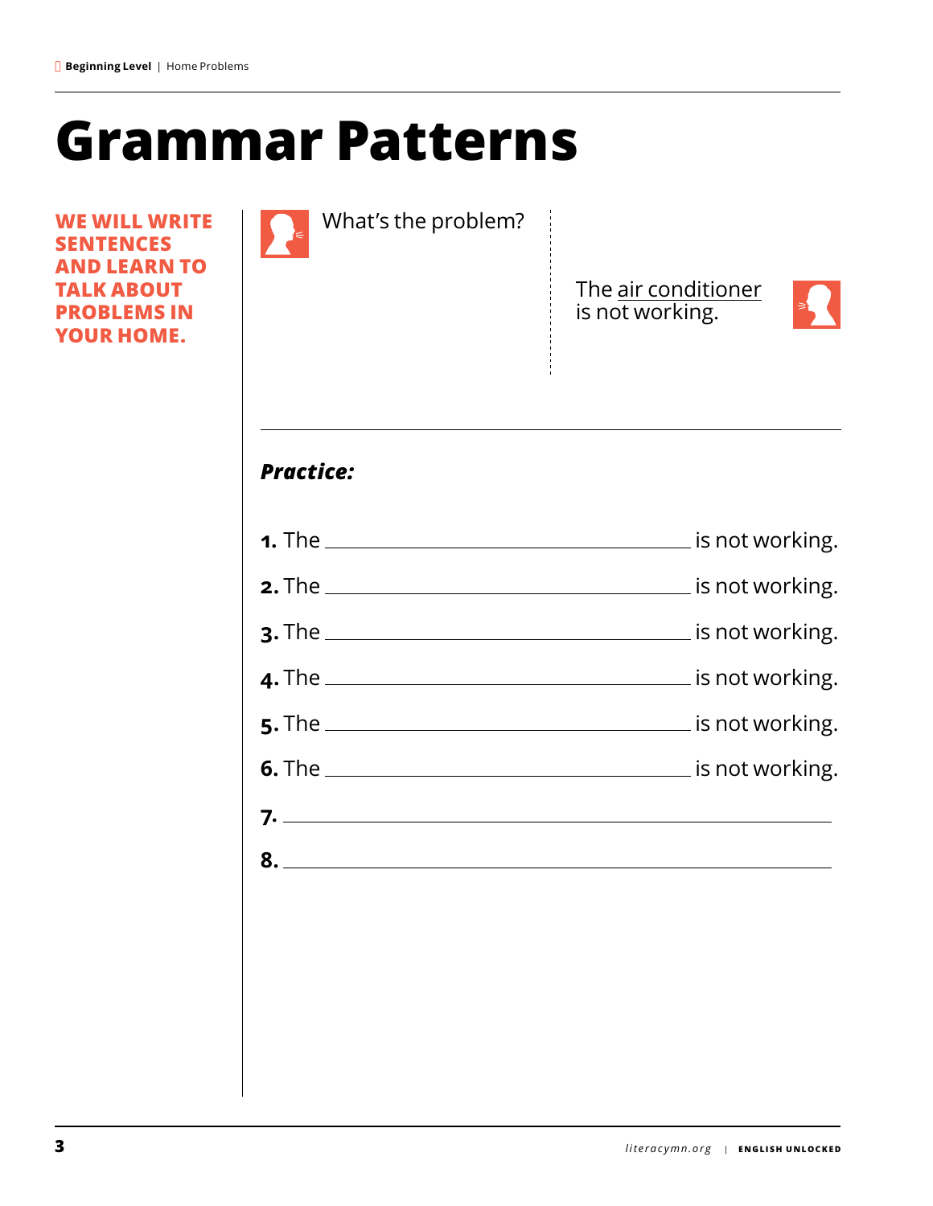# Grammar Patterns

**WE WILL WRITE SENTENCES AND LEARN TO TALK ABOUT PROBLEMS IN YOUR HOME.**

What's the problem?

The air conditioner is not working.

---

***Practice:***

**1.** The ______________________________ is not working.

**2.** The ______________________________ is not working.

**3.** The ______________________________ is not working.

**4.** The ______________________________ is not working.

**5.** The ______________________________ is not working.

**6.** The ______________________________ is not working.

**7.** ____________________________________________

**8.** ____________________________________________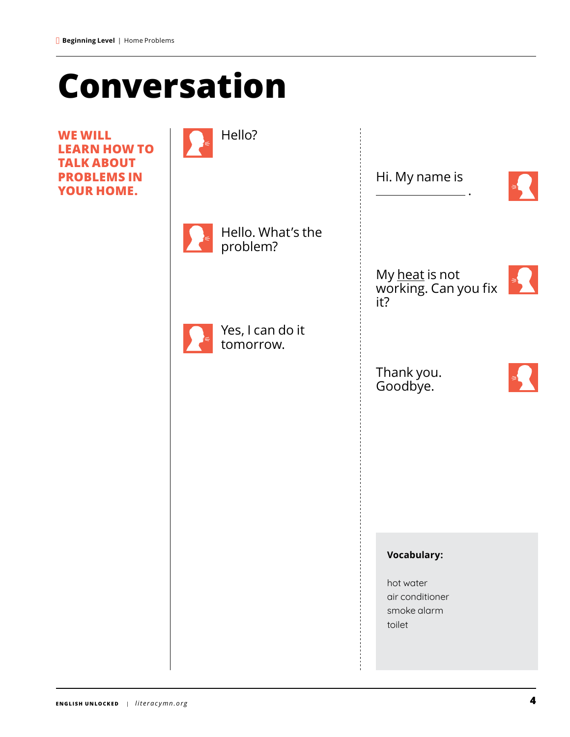# Conversation

**WE WILL LEARN HOW TO TALK ABOUT PROBLEMS IN YOUR HOME.**

Hello?

Hi. My name is ________________ .

Hello. What's the problem?

My heat is not working. Can you fix it?

Yes, I can do it tomorrow.

Thank you. Goodbye.

**Vocabulary:**

hot water
air conditioner
smoke alarm
toilet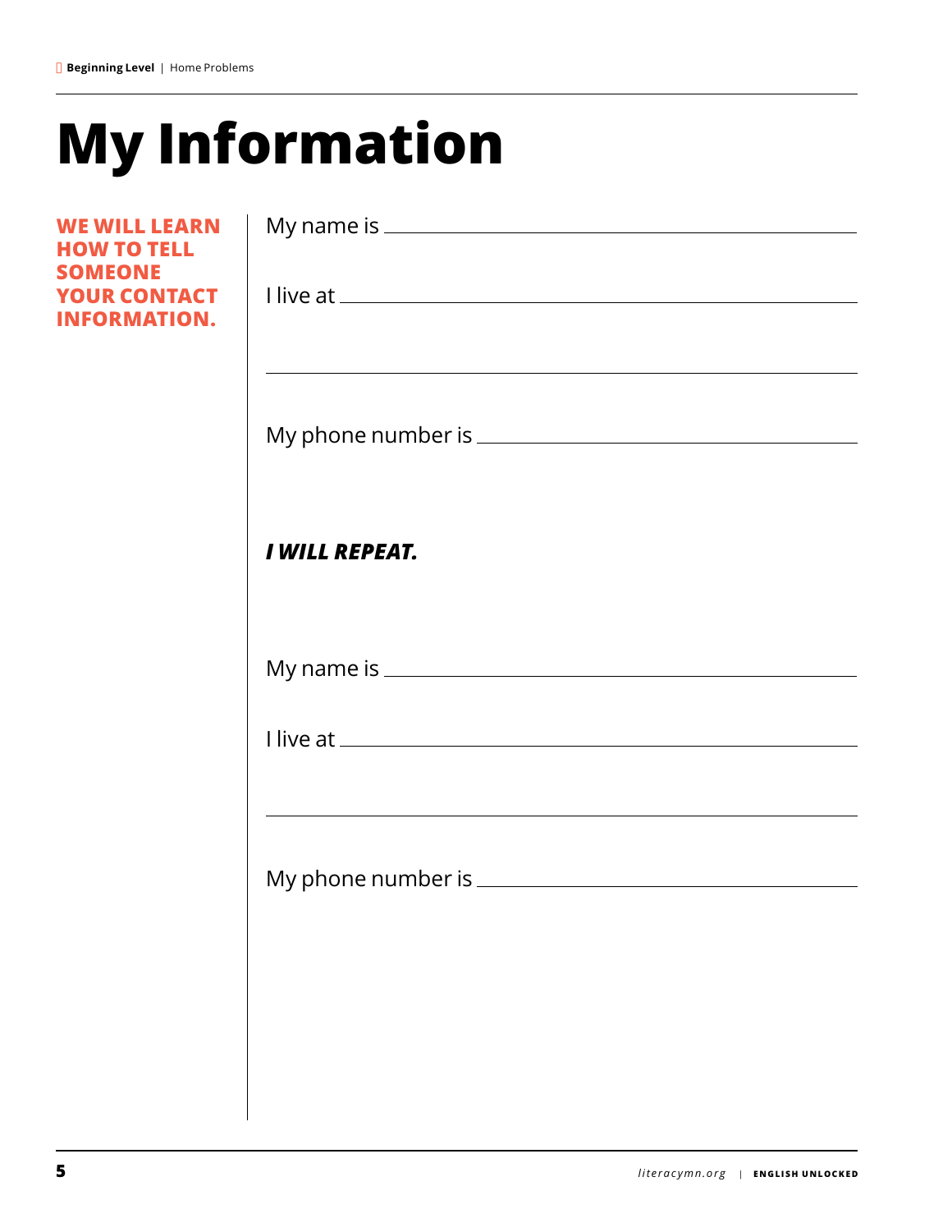# My Information

**WE WILL LEARN HOW TO TELL SOMEONE YOUR CONTACT INFORMATION.**

My name is ____________________________________________

I live at ______________________________________________

_______________________________________________________

My phone number is _____________________________________

***I WILL REPEAT.***

My name is ____________________________________________

I live at ______________________________________________

_______________________________________________________

My phone number is _____________________________________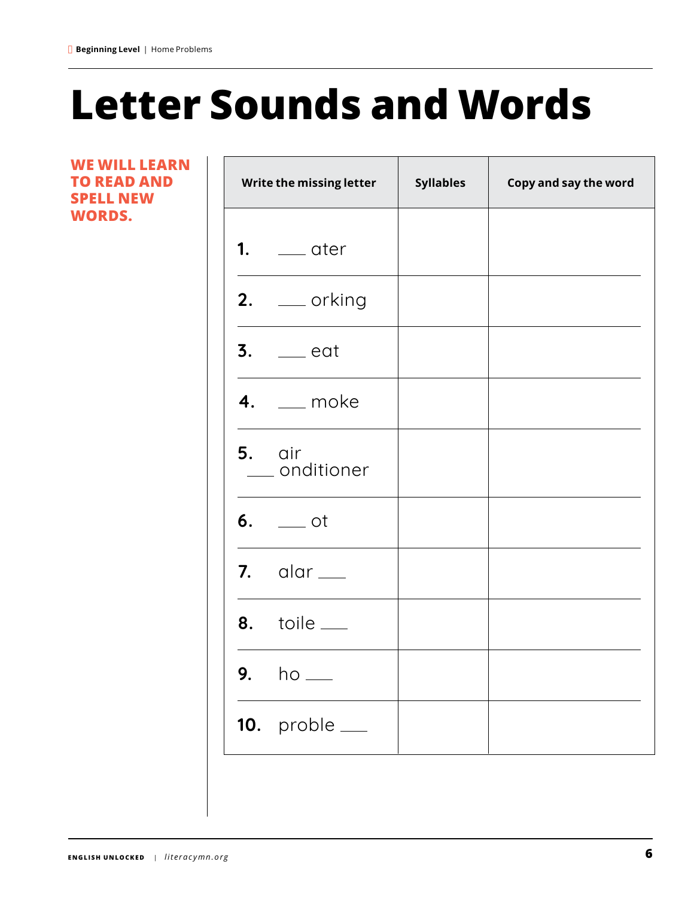# Letter Sounds and Words

**WE WILL LEARN TO READ AND SPELL NEW WORDS.**

| Write the missing letter | Syllables | Copy and say the word |
|---|---|---|
| **1.** ___ ater | | |
| **2.** ___ orking | | |
| **3.** ___ eat | | |
| **4.** ___ moke | | |
| **5.** air ___ onditioner | | |
| **6.** ___ ot | | |
| **7.** alar ___ | | |
| **8.** toile ___ | | |
| **9.** ho ___ | | |
| **10.** proble ___ | | |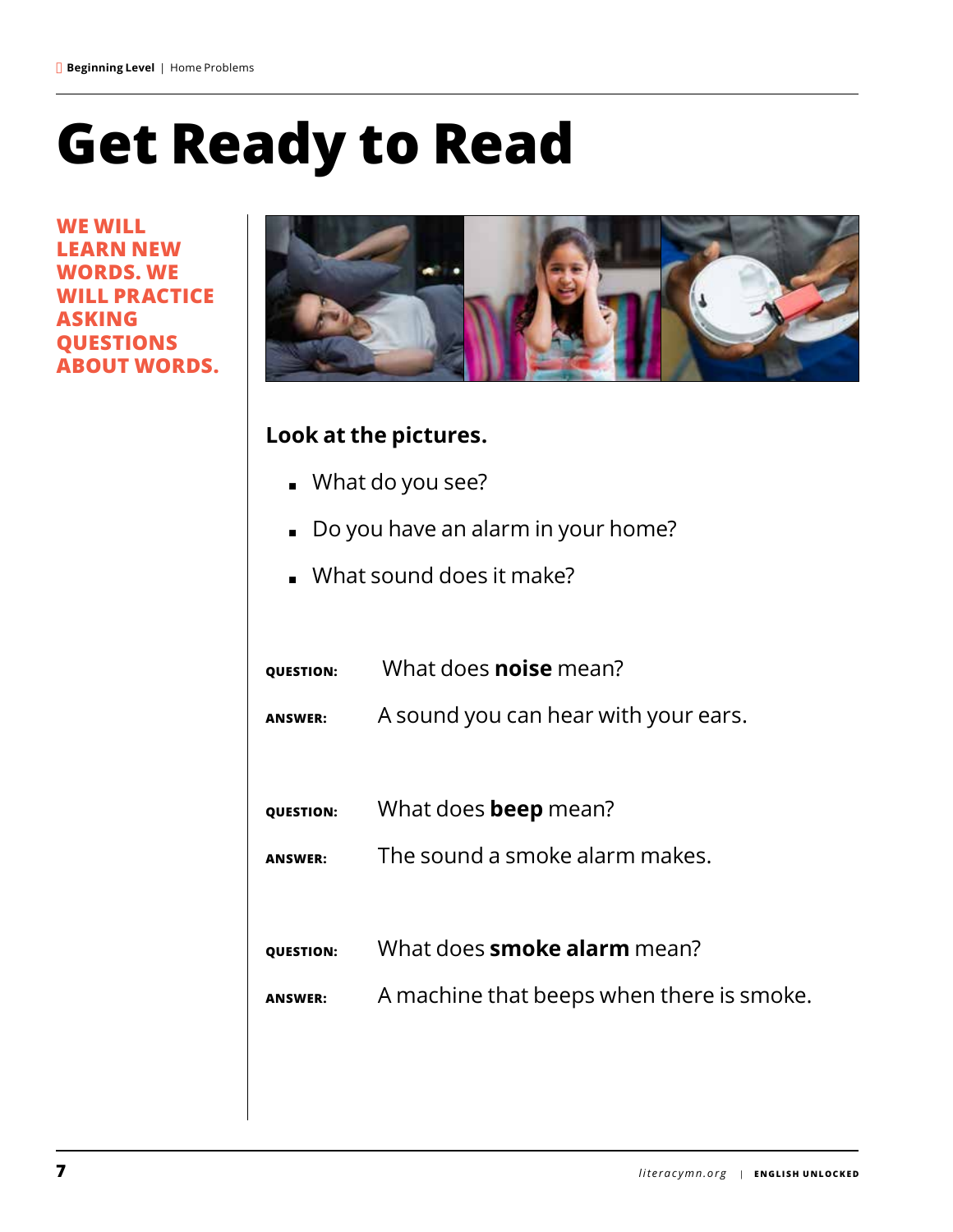# Get Ready to Read

**WE WILL LEARN NEW WORDS. WE WILL PRACTICE ASKING QUESTIONS ABOUT WORDS.**

**Look at the pictures.**

- What do you see?
- Do you have an alarm in your home?
- What sound does it make?

**QUESTION:** What does **noise** mean?

**ANSWER:** A sound you can hear with your ears.

**QUESTION:** What does **beep** mean?

**ANSWER:** The sound a smoke alarm makes.

**QUESTION:** What does **smoke alarm** mean?

**ANSWER:** A machine that beeps when there is smoke.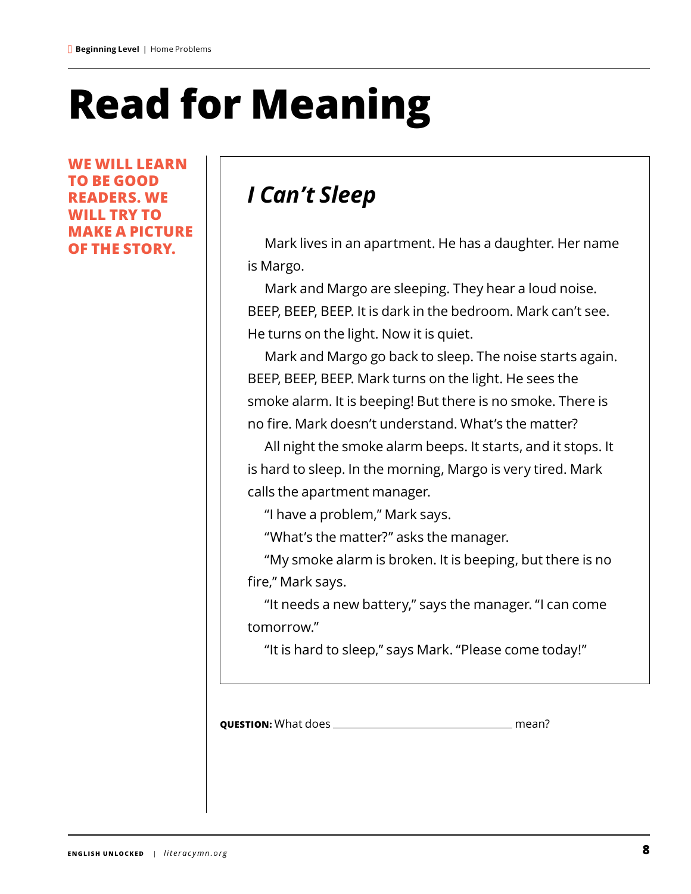# Read for Meaning

**WE WILL LEARN TO BE GOOD READERS. WE WILL TRY TO MAKE A PICTURE OF THE STORY.**

## *I Can't Sleep*

Mark lives in an apartment. He has a daughter. Her name is Margo.

Mark and Margo are sleeping. They hear a loud noise. BEEP, BEEP, BEEP. It is dark in the bedroom. Mark can't see. He turns on the light. Now it is quiet.

Mark and Margo go back to sleep. The noise starts again. BEEP, BEEP, BEEP. Mark turns on the light. He sees the smoke alarm. It is beeping! But there is no smoke. There is no fire. Mark doesn't understand. What's the matter?

All night the smoke alarm beeps. It starts, and it stops. It is hard to sleep. In the morning, Margo is very tired. Mark calls the apartment manager.

"I have a problem," Mark says.

"What's the matter?" asks the manager.

"My smoke alarm is broken. It is beeping, but there is no fire," Mark says.

"It needs a new battery," says the manager. "I can come tomorrow."

"It is hard to sleep," says Mark. "Please come today!"

**QUESTION:** What does ______________________________ mean?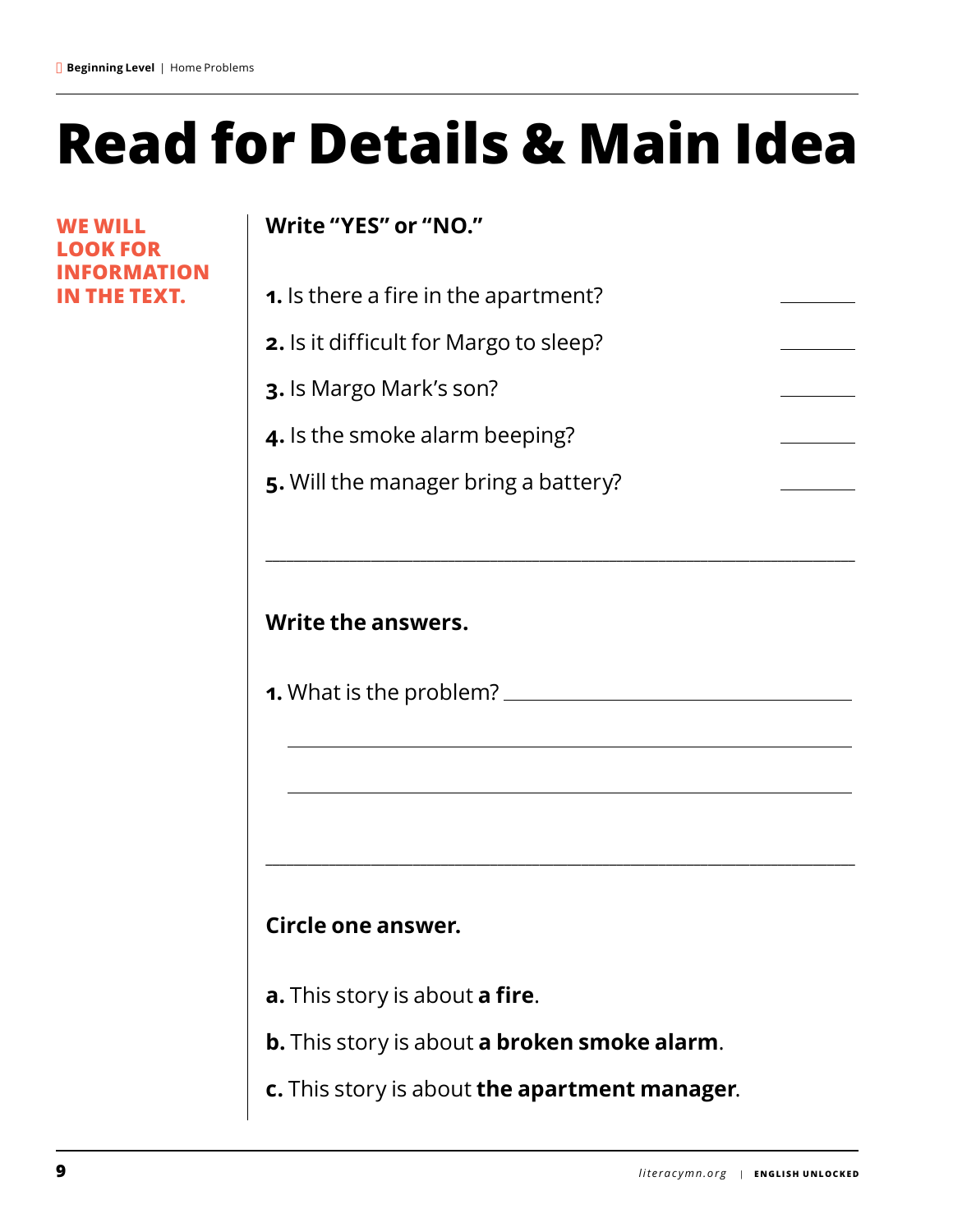# Read for Details & Main Idea

**WE WILL LOOK FOR INFORMATION IN THE TEXT.**

**Write "YES" or "NO."**

**1.** Is there a fire in the apartment? ________

**2.** Is it difficult for Margo to sleep? ________

**3.** Is Margo Mark's son? ________

**4.** Is the smoke alarm beeping? ________

**5.** Will the manager bring a battery? ________

---

**Write the answers.**

**1.** What is the problem? ______________________________

______________________________________________

______________________________________________

---

**Circle one answer.**

**a.** This story is about **a fire**.

**b.** This story is about **a broken smoke alarm**.

**c.** This story is about **the apartment manager**.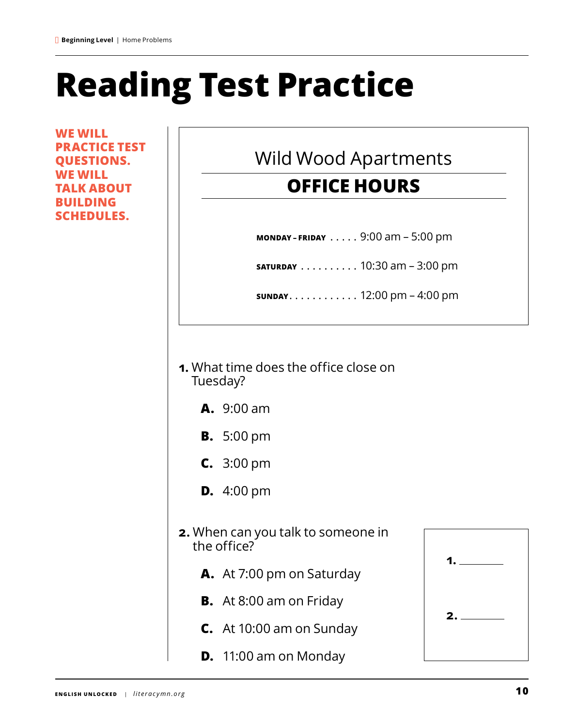# Reading Test Practice

**WE WILL PRACTICE TEST QUESTIONS. WE WILL TALK ABOUT BUILDING SCHEDULES.**

## Wild Wood Apartments

### OFFICE HOURS

**MONDAY – FRIDAY** . . . . . 9:00 am – 5:00 pm

**SATURDAY** . . . . . . . . . . 10:30 am – 3:00 pm

**SUNDAY** . . . . . . . . . . . . 12:00 pm – 4:00 pm

**1.** What time does the office close on Tuesday?

- **A.** 9:00 am
- **B.** 5:00 pm
- **C.** 3:00 pm
- **D.** 4:00 pm

**2.** When can you talk to someone in the office?

- **A.** At 7:00 pm on Saturday
- **B.** At 8:00 am on Friday
- **C.** At 10:00 am on Sunday
- **D.** 11:00 am on Monday

**1.** ________

**2.** ________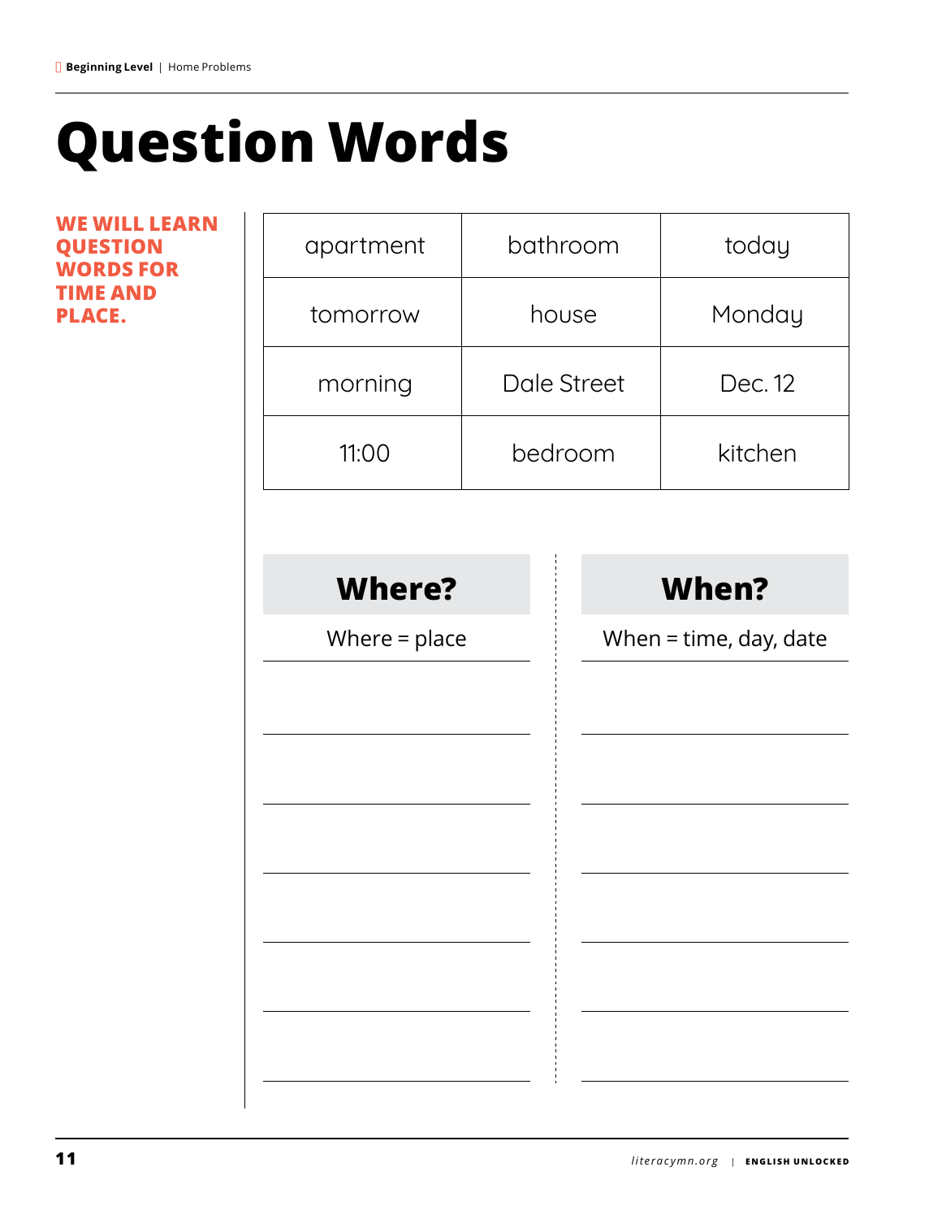# Question Words

**WE WILL LEARN QUESTION WORDS FOR TIME AND PLACE.**

| | | |
|---|---|---|
| apartment | bathroom | today |
| tomorrow | house | Monday |
| morning | Dale Street | Dec. 12 |
| 11:00 | bedroom | kitchen |

| **Where?** | **When?** |
|---|---|
| Where = place | When = time, day, date |
| | |
| | |
| | |
| | |
| | |
| | |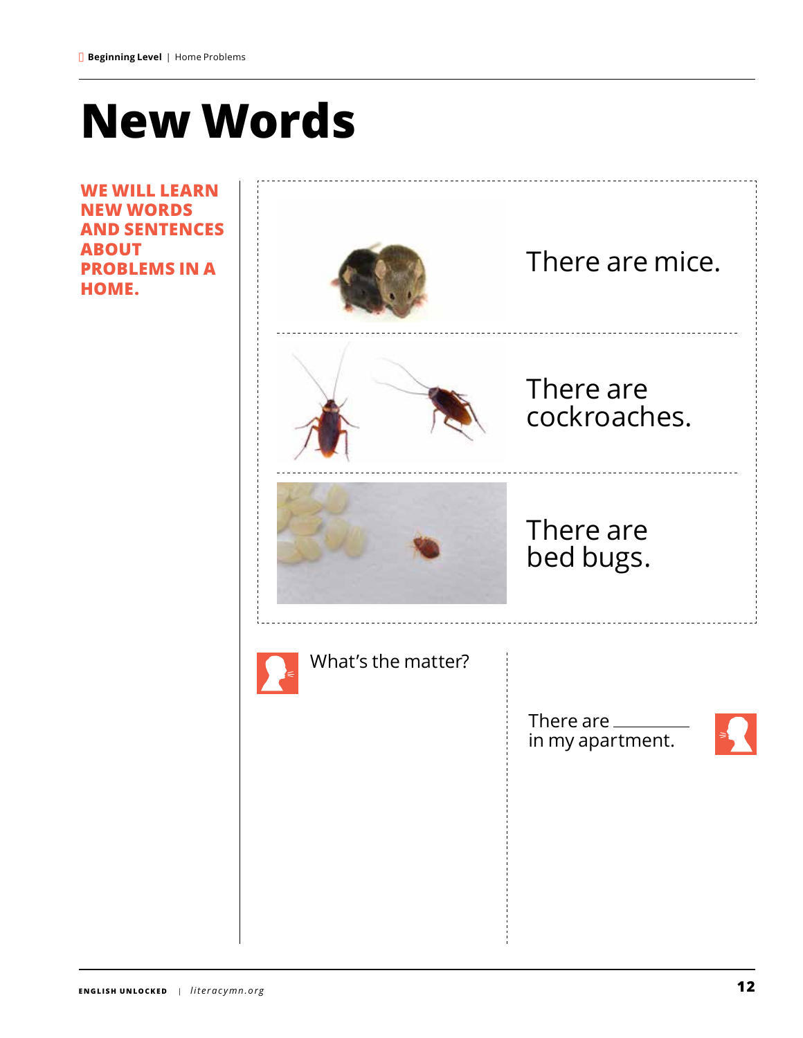# New Words

**WE WILL LEARN NEW WORDS AND SENTENCES ABOUT PROBLEMS IN A HOME.**

There are mice.

There are cockroaches.

There are bed bugs.

What's the matter?

There are ________ in my apartment.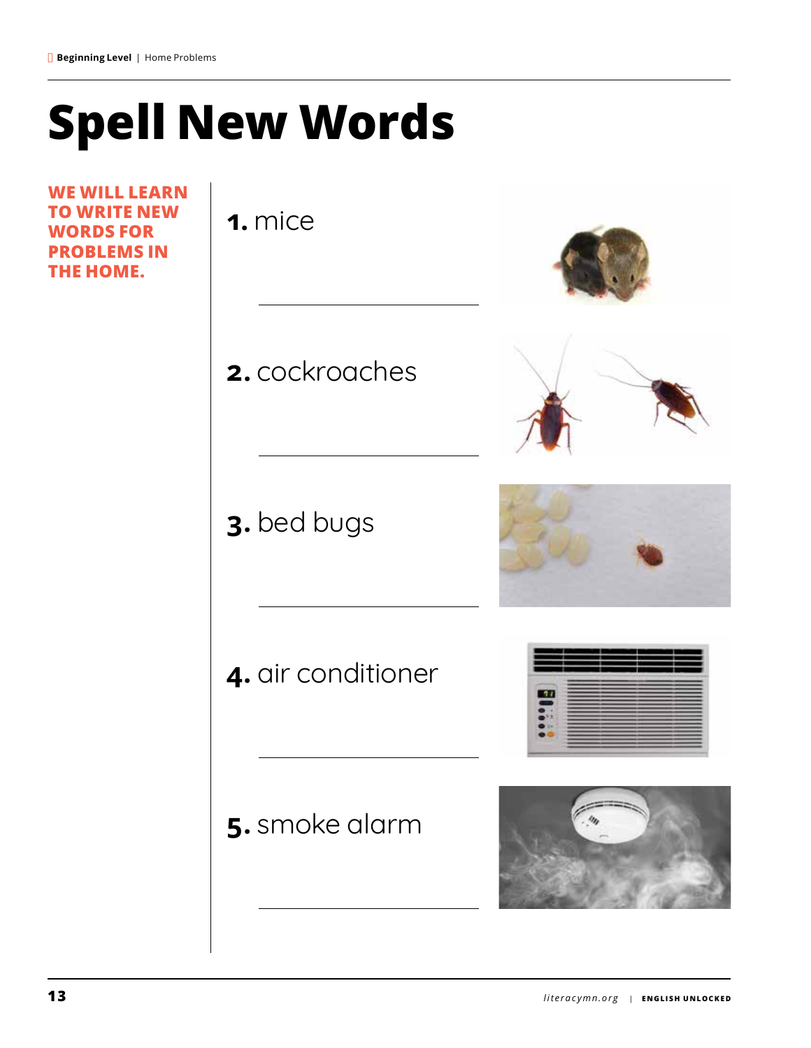# Spell New Words

**WE WILL LEARN TO WRITE NEW WORDS FOR PROBLEMS IN THE HOME.**

**1.** mice

\_\_\_\_\_\_\_\_\_\_\_\_\_\_\_\_\_\_\_\_

**2.** cockroaches

\_\_\_\_\_\_\_\_\_\_\_\_\_\_\_\_\_\_\_\_

**3.** bed bugs

\_\_\_\_\_\_\_\_\_\_\_\_\_\_\_\_\_\_\_\_

**4.** air conditioner

\_\_\_\_\_\_\_\_\_\_\_\_\_\_\_\_\_\_\_\_

**5.** smoke alarm

\_\_\_\_\_\_\_\_\_\_\_\_\_\_\_\_\_\_\_\_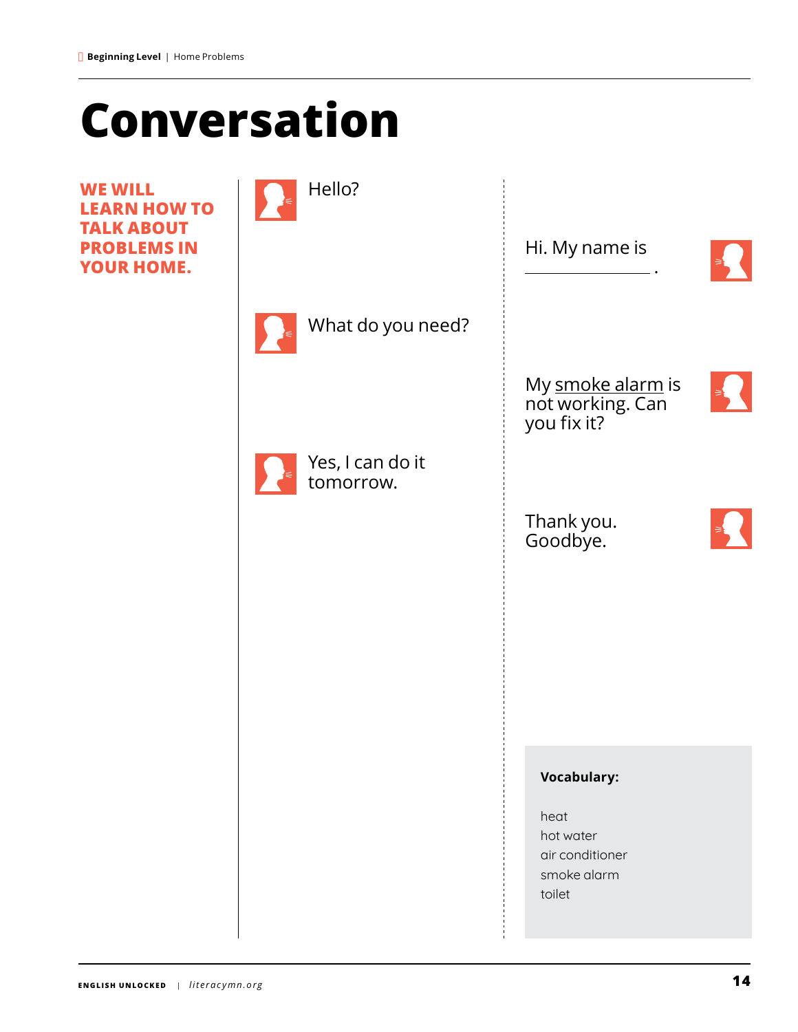# Conversation

**WE WILL LEARN HOW TO TALK ABOUT PROBLEMS IN YOUR HOME.**

Hello?

Hi. My name is ________________ .

What do you need?

My smoke alarm is not working. Can you fix it?

Yes, I can do it tomorrow.

Thank you. Goodbye.

**Vocabulary:**

heat
hot water
air conditioner
smoke alarm
toilet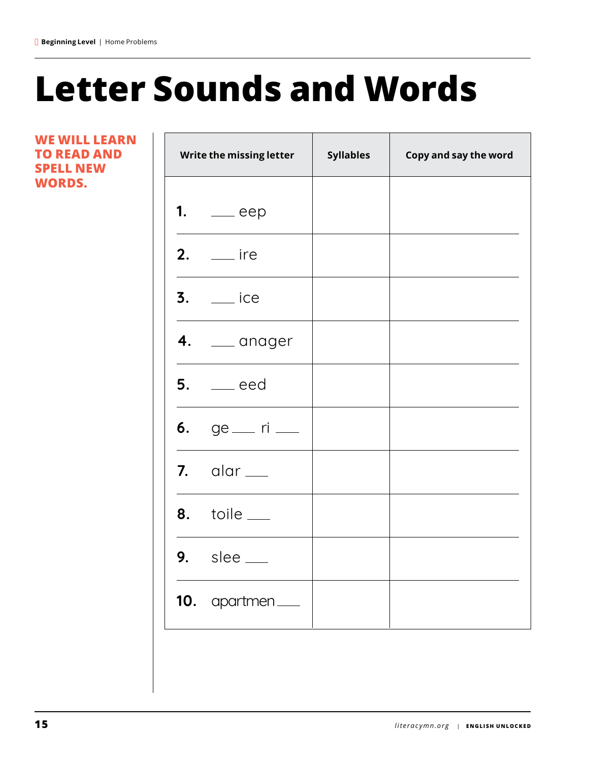# Letter Sounds and Words

**WE WILL LEARN TO READ AND SPELL NEW WORDS.**

| Write the missing letter | Syllables | Copy and say the word |
|---|---|---|
| **1.** ___ eep | | |
| **2.** ___ ire | | |
| **3.** ___ ice | | |
| **4.** ___ anager | | |
| **5.** ___ eed | | |
| **6.** ge ___ ri ___ | | |
| **7.** alar ___ | | |
| **8.** toile ___ | | |
| **9.** slee ___ | | |
| **10.** apartmen ___ | | |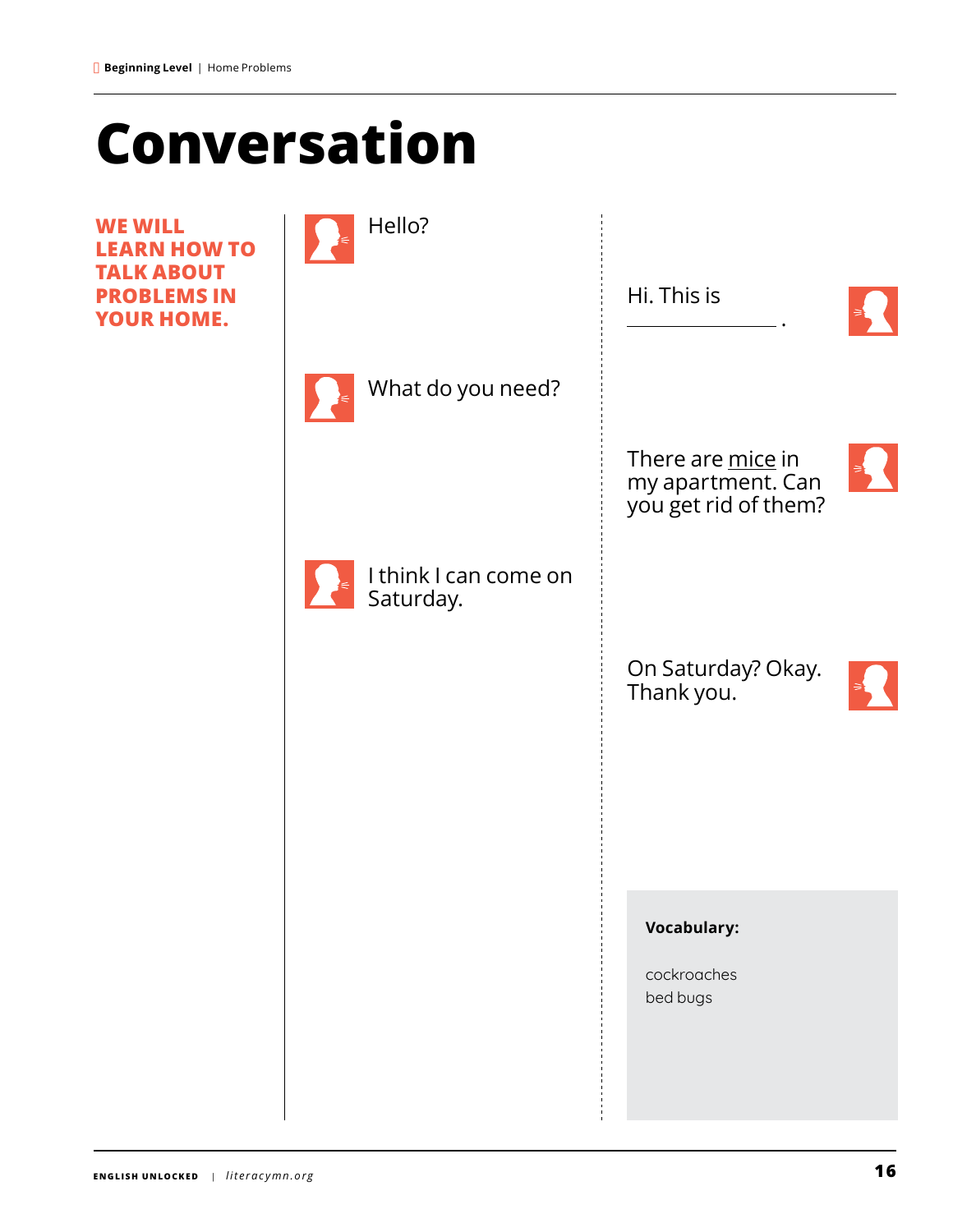# Conversation

**WE WILL LEARN HOW TO TALK ABOUT PROBLEMS IN YOUR HOME.**

Hello?

Hi. This is ________________ .

What do you need?

There are mice in my apartment. Can you get rid of them?

I think I can come on Saturday.

On Saturday? Okay. Thank you.

**Vocabulary:**

cockroaches
bed bugs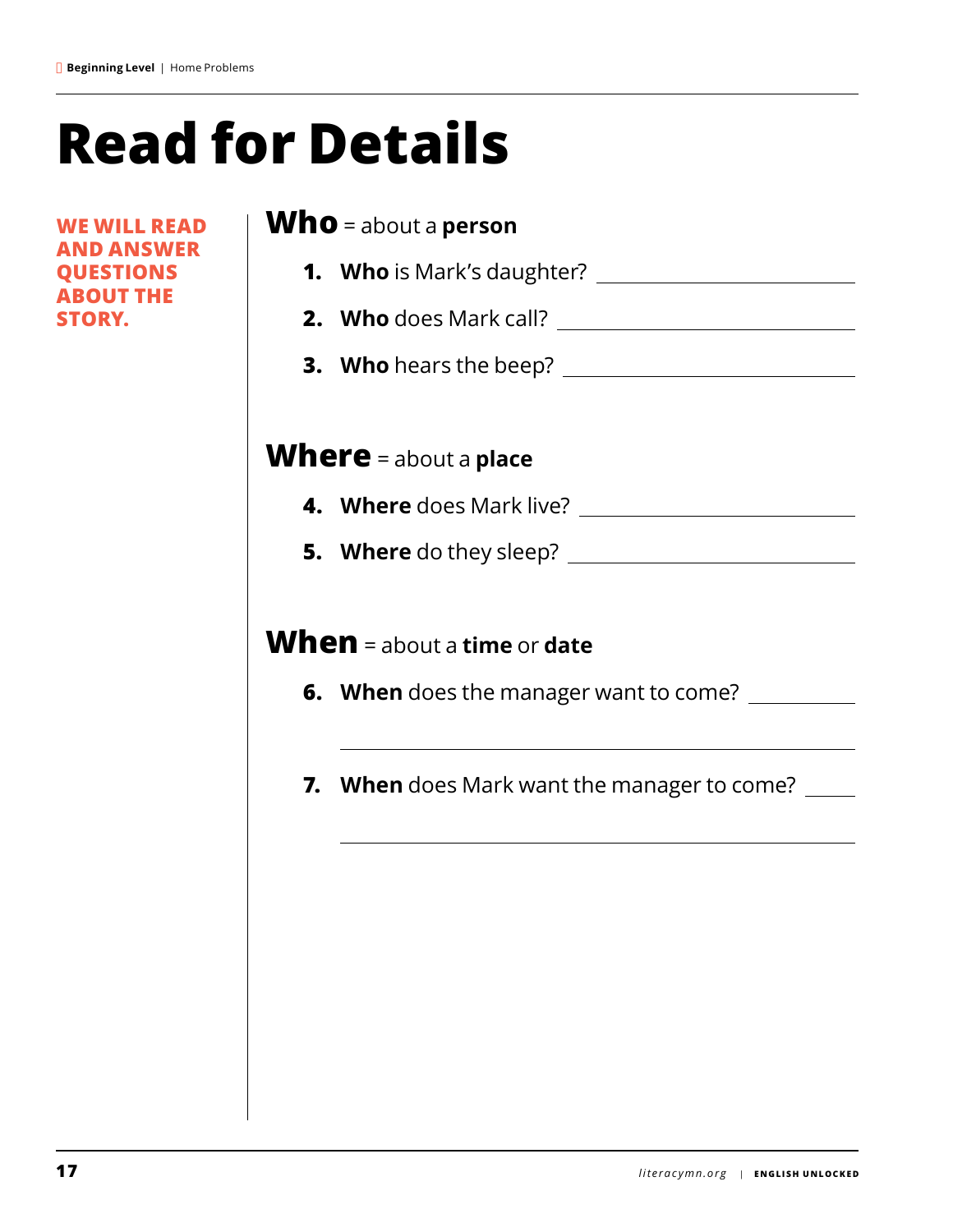# Read for Details

**WE WILL READ AND ANSWER QUESTIONS ABOUT THE STORY.**

## Who = about a **person**

1. **Who** is Mark's daughter? ____________________
2. **Who** does Mark call? ____________________
3. **Who** hears the beep? ____________________

## Where = about a **place**

4. **Where** does Mark live? ____________________
5. **Where** do they sleep? ____________________

## When = about a **time** or **date**

6. **When** does the manager want to come? __________

   ____________________________________________

7. **When** does Mark want the manager to come? _____

   ____________________________________________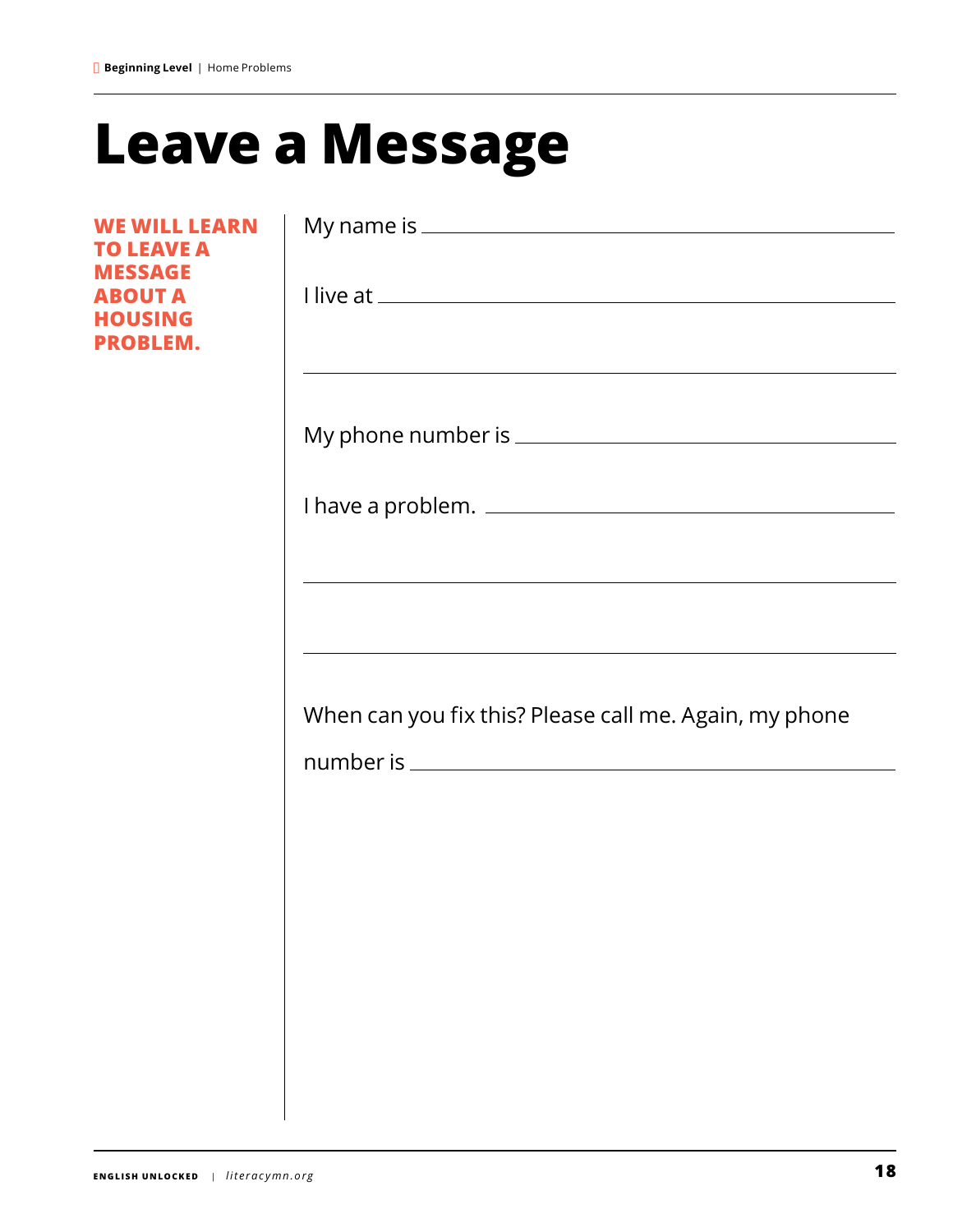# Leave a Message

**WE WILL LEARN TO LEAVE A MESSAGE ABOUT A HOUSING PROBLEM.**

My name is ____________________________________________

I live at ______________________________________________

_______________________________________________________

My phone number is ____________________________________

I have a problem. ______________________________________

_______________________________________________________

_______________________________________________________

When can you fix this? Please call me. Again, my phone number is ____________________________________________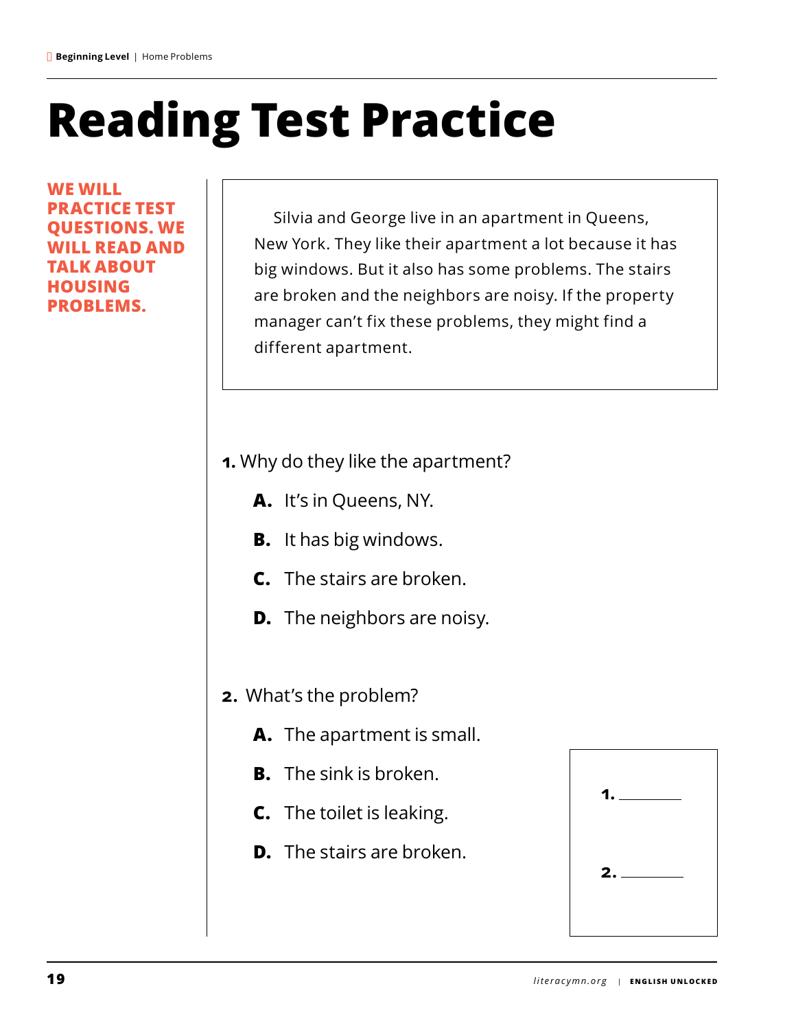# Reading Test Practice

**WE WILL PRACTICE TEST QUESTIONS. WE WILL READ AND TALK ABOUT HOUSING PROBLEMS.**

Silvia and George live in an apartment in Queens, New York. They like their apartment a lot because it has big windows. But it also has some problems. The stairs are broken and the neighbors are noisy. If the property manager can't fix these problems, they might find a different apartment.

**1.** Why do they like the apartment?

- **A.** It's in Queens, NY.
- **B.** It has big windows.
- **C.** The stairs are broken.
- **D.** The neighbors are noisy.

**2.** What's the problem?

- **A.** The apartment is small.
- **B.** The sink is broken.
- **C.** The toilet is leaking.
- **D.** The stairs are broken.

**1.** ________

**2.** ________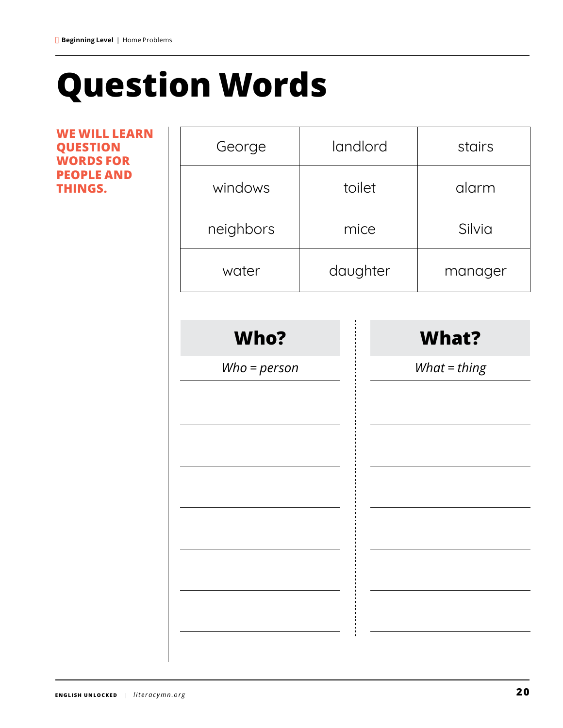# Question Words

**WE WILL LEARN QUESTION WORDS FOR PEOPLE AND THINGS.**

| George | landlord | stairs |
|---|---|---|
| windows | toilet | alarm |
| neighbors | mice | Silvia |
| water | daughter | manager |

| Who? | What? |
|---|---|
| *Who = person* | *What = thing* |
| | |
| | |
| | |
| | |
| | |
| | |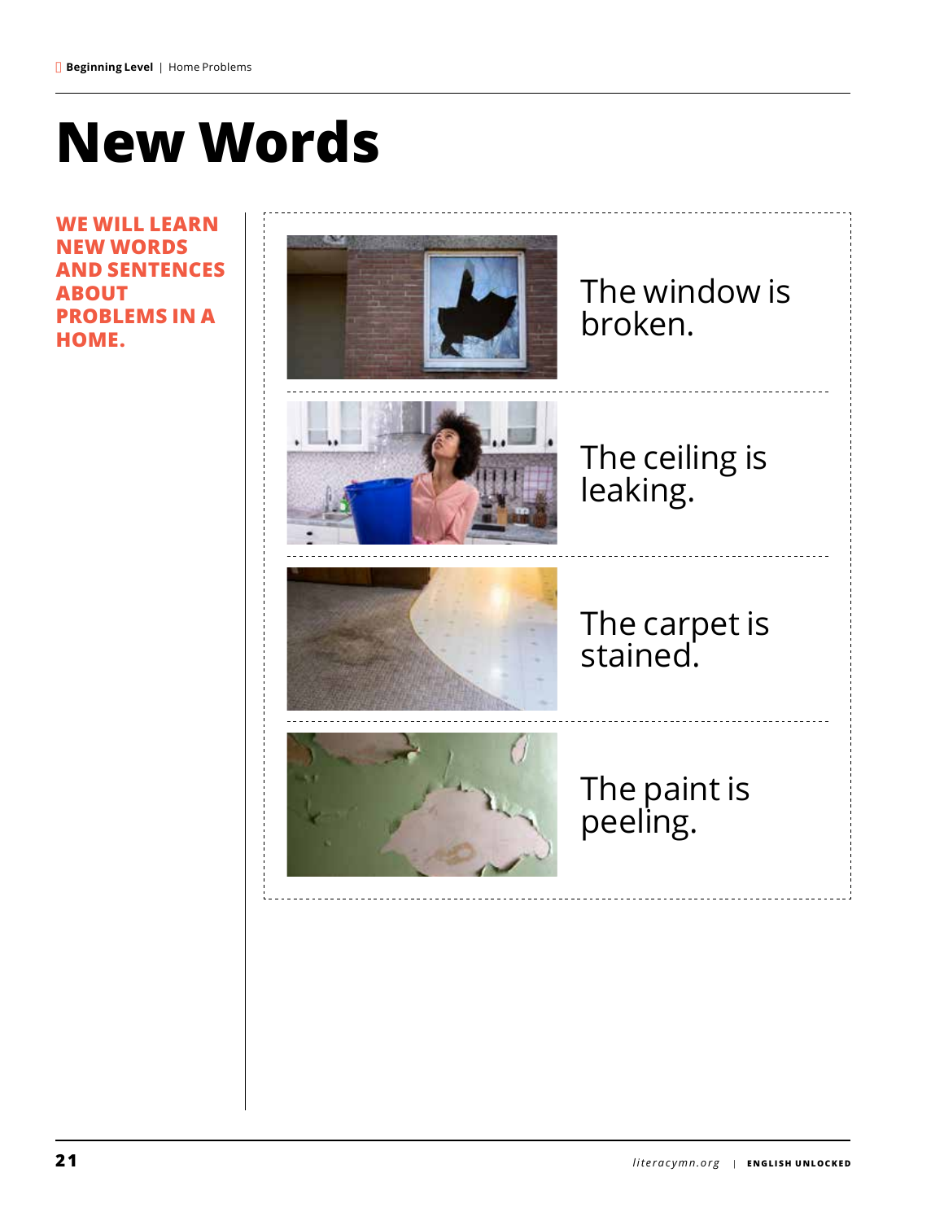# New Words

**WE WILL LEARN NEW WORDS AND SENTENCES ABOUT PROBLEMS IN A HOME.**

The window is broken.

The ceiling is leaking.

The carpet is stained.

The paint is peeling.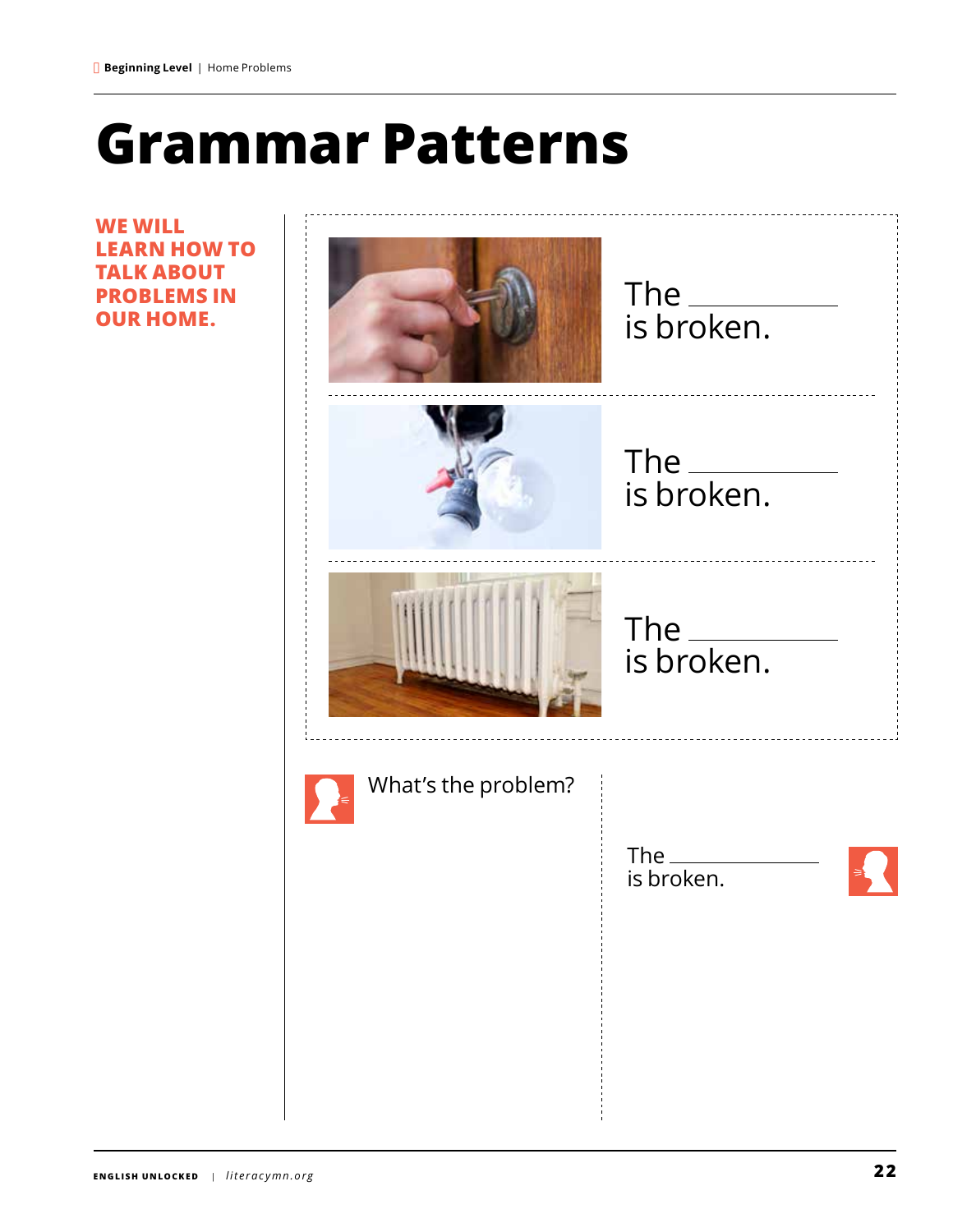# Grammar Patterns

**WE WILL LEARN HOW TO TALK ABOUT PROBLEMS IN OUR HOME.**

The ____________ is broken.

The ____________ is broken.

The ____________ is broken.

What's the problem?

The ____________ is broken.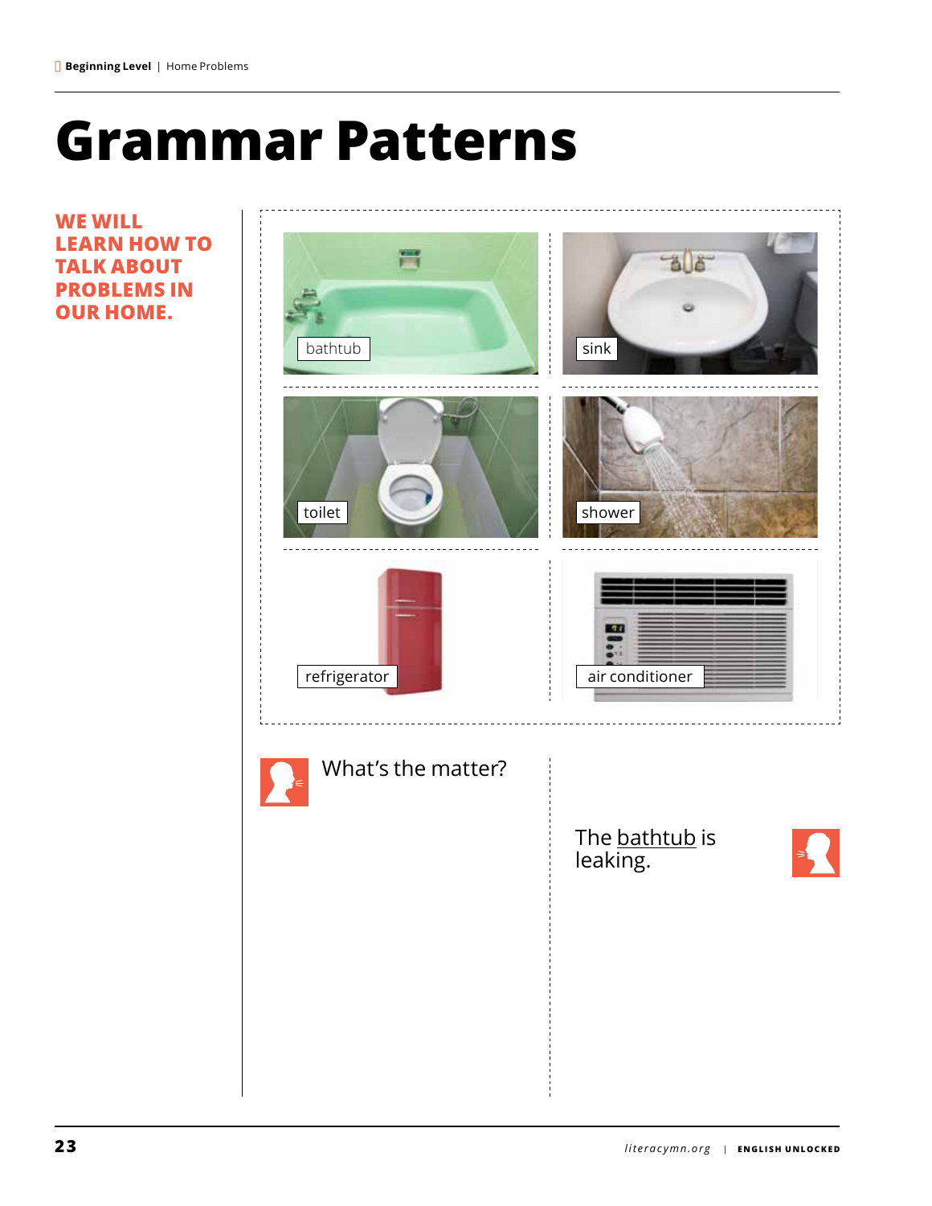# Grammar Patterns

**WE WILL LEARN HOW TO TALK ABOUT PROBLEMS IN OUR HOME.**

bathtub

sink

toilet

shower

refrigerator

air conditioner

What's the matter?

The bathtub is leaking.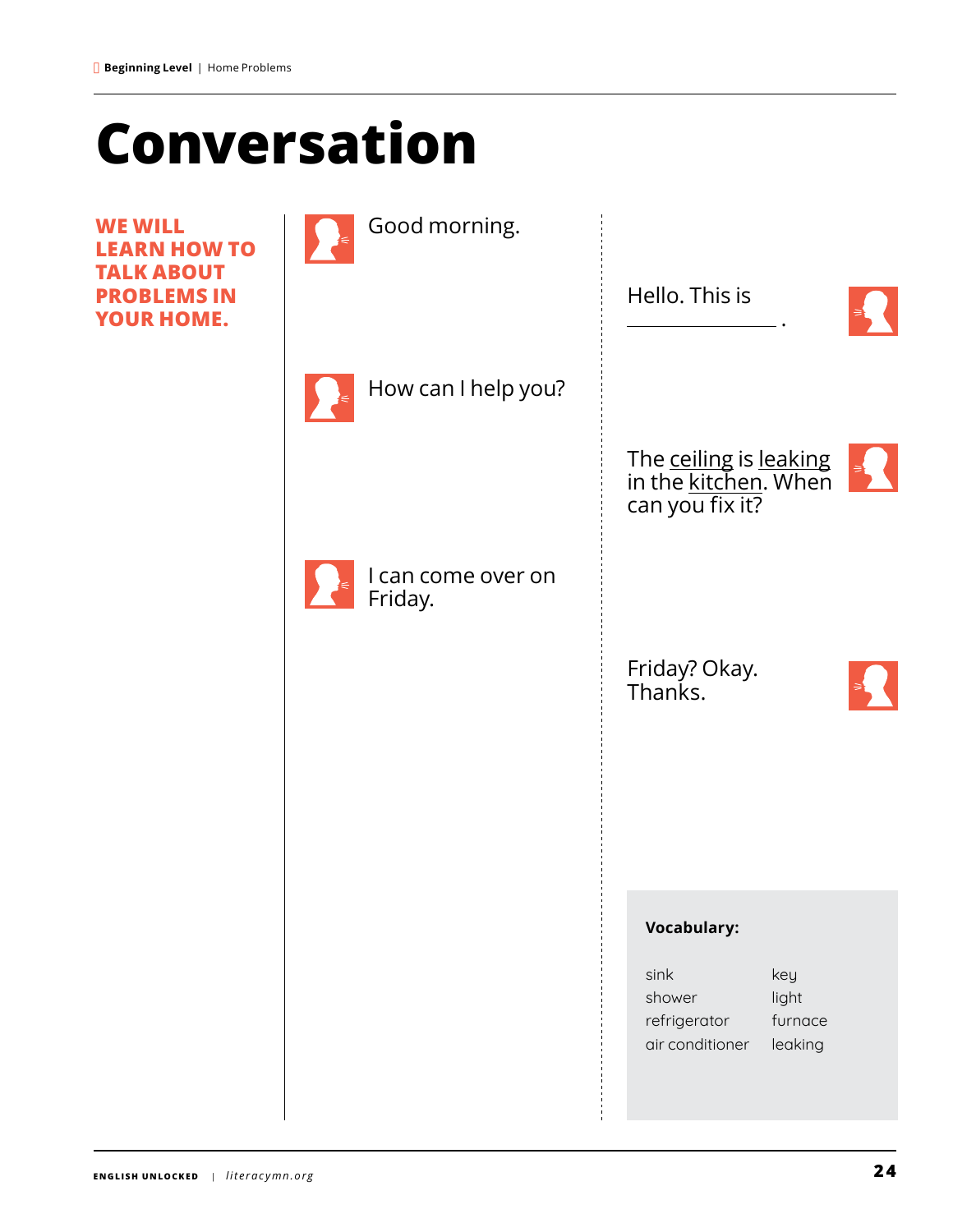# Conversation

**WE WILL LEARN HOW TO TALK ABOUT PROBLEMS IN YOUR HOME.**

Good morning.

Hello. This is \_\_\_\_\_\_\_\_\_\_\_\_\_\_\_\_ .

How can I help you?

The ceiling is leaking in the kitchen. When can you fix it?

I can come over on Friday.

Friday? Okay. Thanks.

**Vocabulary:**

| | |
|---|---|
| sink | key |
| shower | light |
| refrigerator | furnace |
| air conditioner | leaking |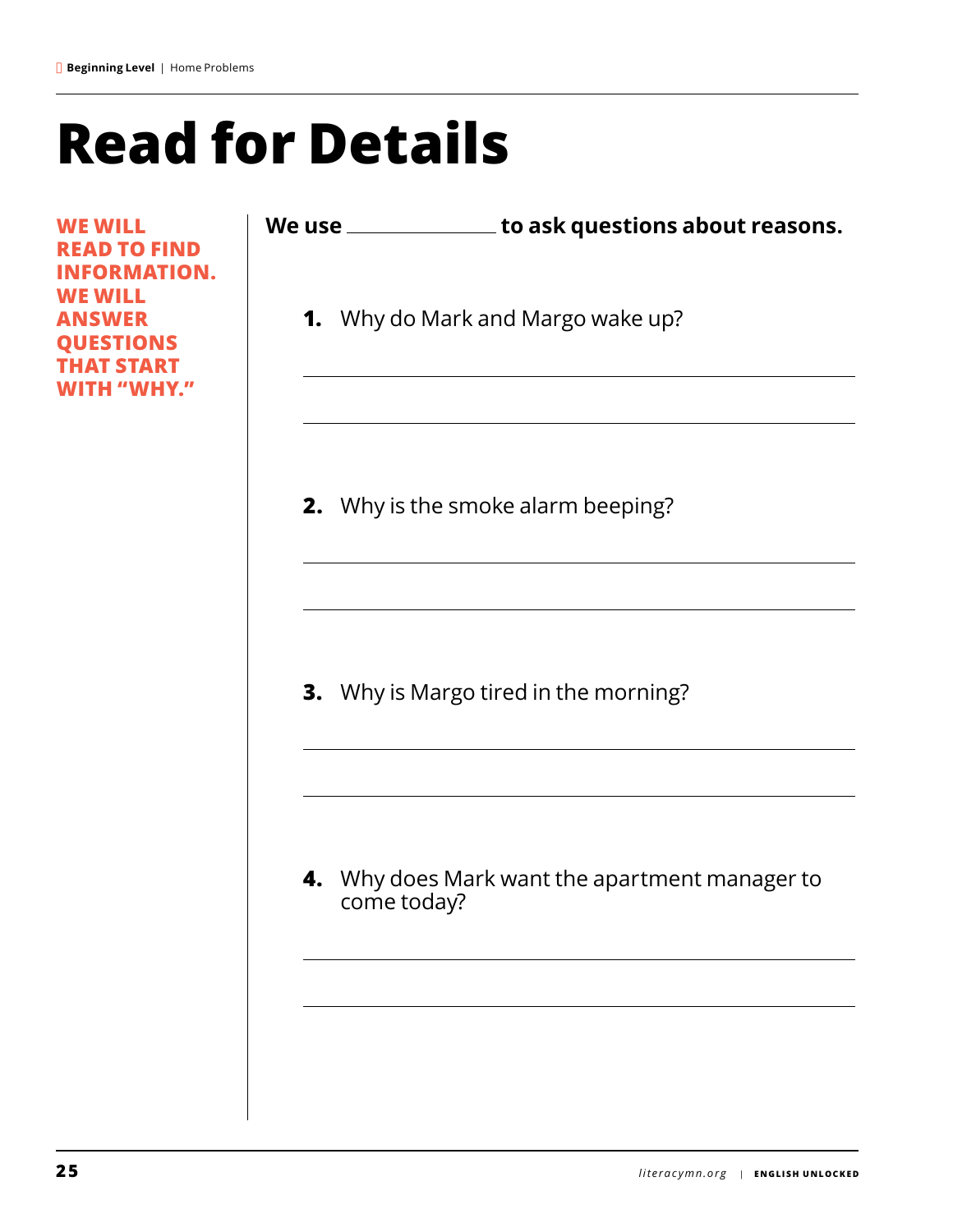# Read for Details

**WE WILL READ TO FIND INFORMATION. WE WILL ANSWER QUESTIONS THAT START WITH "WHY."**

**We use \_\_\_\_\_\_\_\_\_\_\_\_ to ask questions about reasons.**

1. Why do Mark and Margo wake up?

   \_\_\_\_\_\_\_\_\_\_\_\_\_\_\_\_\_\_\_\_\_\_\_\_\_\_\_\_\_\_\_\_\_\_\_\_\_\_\_\_

   \_\_\_\_\_\_\_\_\_\_\_\_\_\_\_\_\_\_\_\_\_\_\_\_\_\_\_\_\_\_\_\_\_\_\_\_\_\_\_\_

2. Why is the smoke alarm beeping?

   \_\_\_\_\_\_\_\_\_\_\_\_\_\_\_\_\_\_\_\_\_\_\_\_\_\_\_\_\_\_\_\_\_\_\_\_\_\_\_\_

   \_\_\_\_\_\_\_\_\_\_\_\_\_\_\_\_\_\_\_\_\_\_\_\_\_\_\_\_\_\_\_\_\_\_\_\_\_\_\_\_

3. Why is Margo tired in the morning?

   \_\_\_\_\_\_\_\_\_\_\_\_\_\_\_\_\_\_\_\_\_\_\_\_\_\_\_\_\_\_\_\_\_\_\_\_\_\_\_\_

   \_\_\_\_\_\_\_\_\_\_\_\_\_\_\_\_\_\_\_\_\_\_\_\_\_\_\_\_\_\_\_\_\_\_\_\_\_\_\_\_

4. Why does Mark want the apartment manager to come today?

   \_\_\_\_\_\_\_\_\_\_\_\_\_\_\_\_\_\_\_\_\_\_\_\_\_\_\_\_\_\_\_\_\_\_\_\_\_\_\_\_

   \_\_\_\_\_\_\_\_\_\_\_\_\_\_\_\_\_\_\_\_\_\_\_\_\_\_\_\_\_\_\_\_\_\_\_\_\_\_\_\_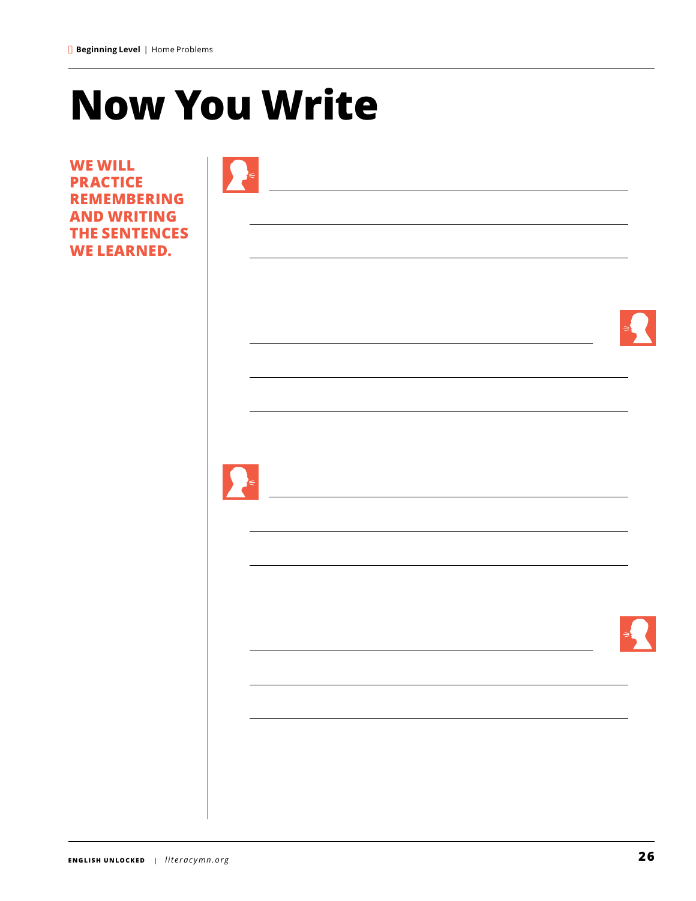# Now You Write

**WE WILL PRACTICE REMEMBERING AND WRITING THE SENTENCES WE LEARNED.**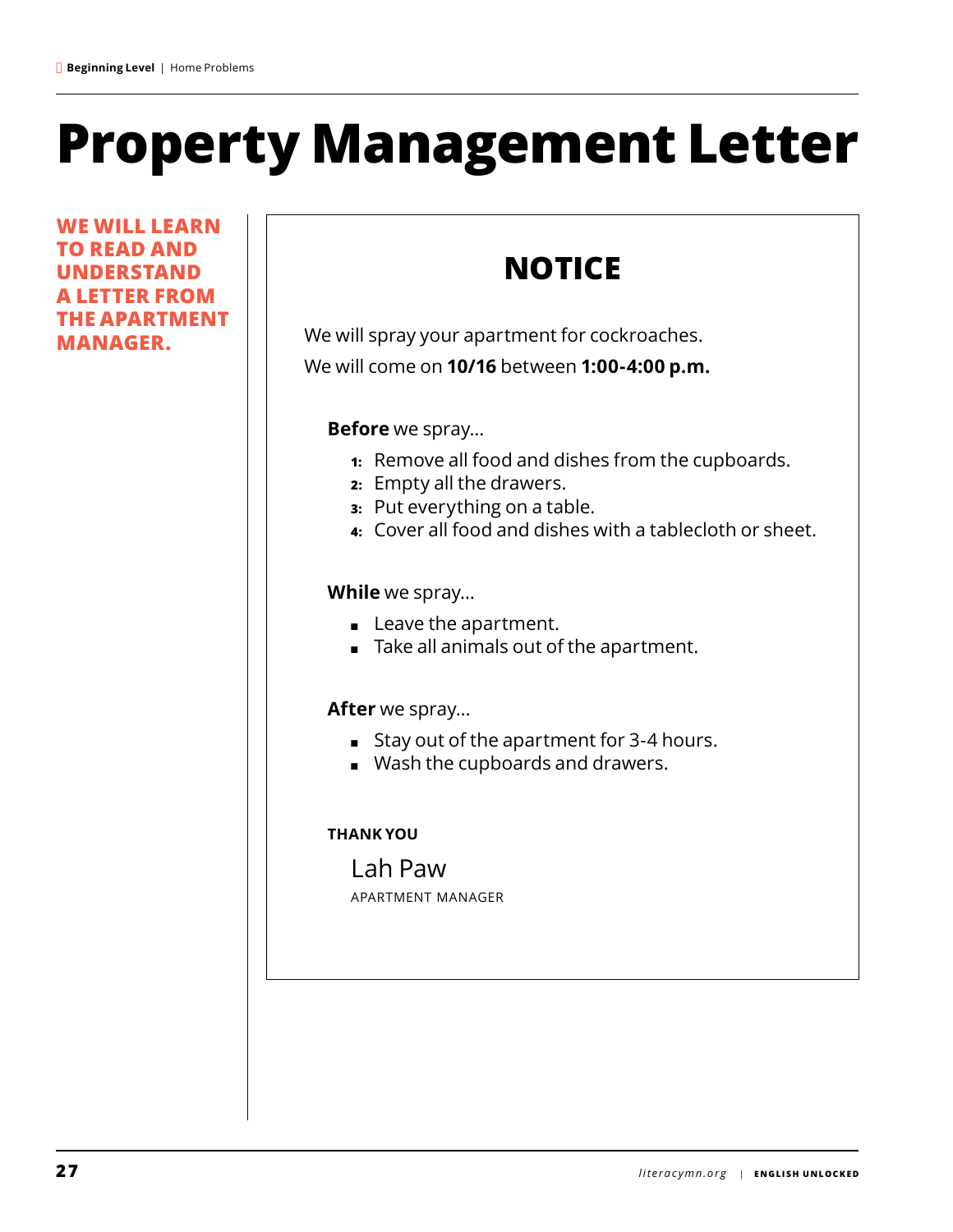# Property Management Letter

**WE WILL LEARN TO READ AND UNDERSTAND A LETTER FROM THE APARTMENT MANAGER.**

## NOTICE

We will spray your apartment for cockroaches.

We will come on **10/16** between **1:00-4:00 p.m.**

**Before** we spray...

1. Remove all food and dishes from the cupboards.
2. Empty all the drawers.
3. Put everything on a table.
4. Cover all food and dishes with a tablecloth or sheet.

**While** we spray...

- Leave the apartment.
- Take all animals out of the apartment.

**After** we spray...

- Stay out of the apartment for 3-4 hours.
- Wash the cupboards and drawers.

**THANK YOU**

Lah Paw

APARTMENT MANAGER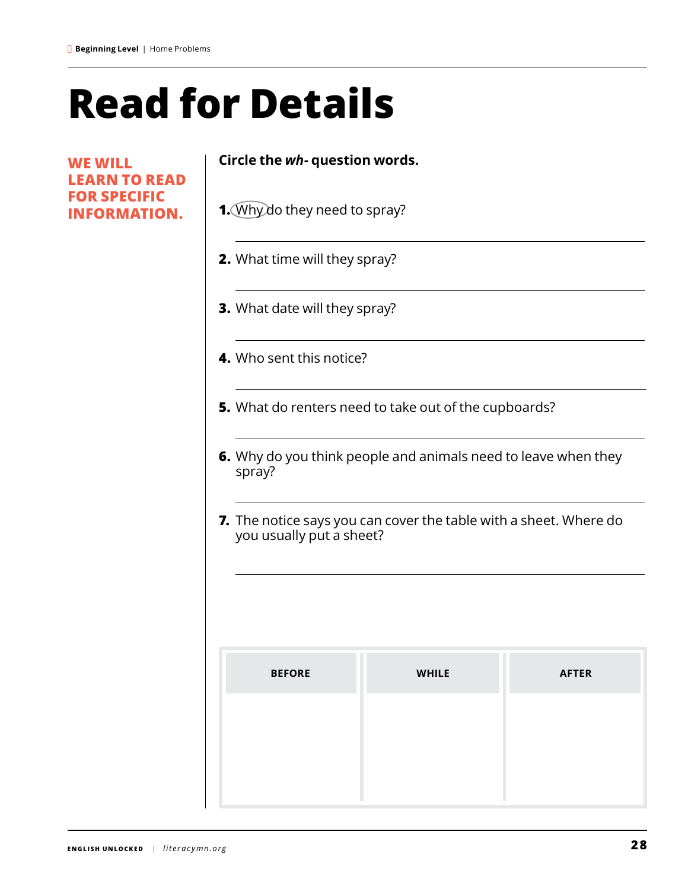# Read for Details

**WE WILL LEARN TO READ FOR SPECIFIC INFORMATION.**

**Circle the *wh-* question words.**

1. Why do they need to spray?

2. What time will they spray?

3. What date will they spray?

4. Who sent this notice?

5. What do renters need to take out of the cupboards?

6. Why do you think people and animals need to leave when they spray?

7. The notice says you can cover the table with a sheet. Where do you usually put a sheet?

| BEFORE | WHILE | AFTER |
|---|---|---|
| | | |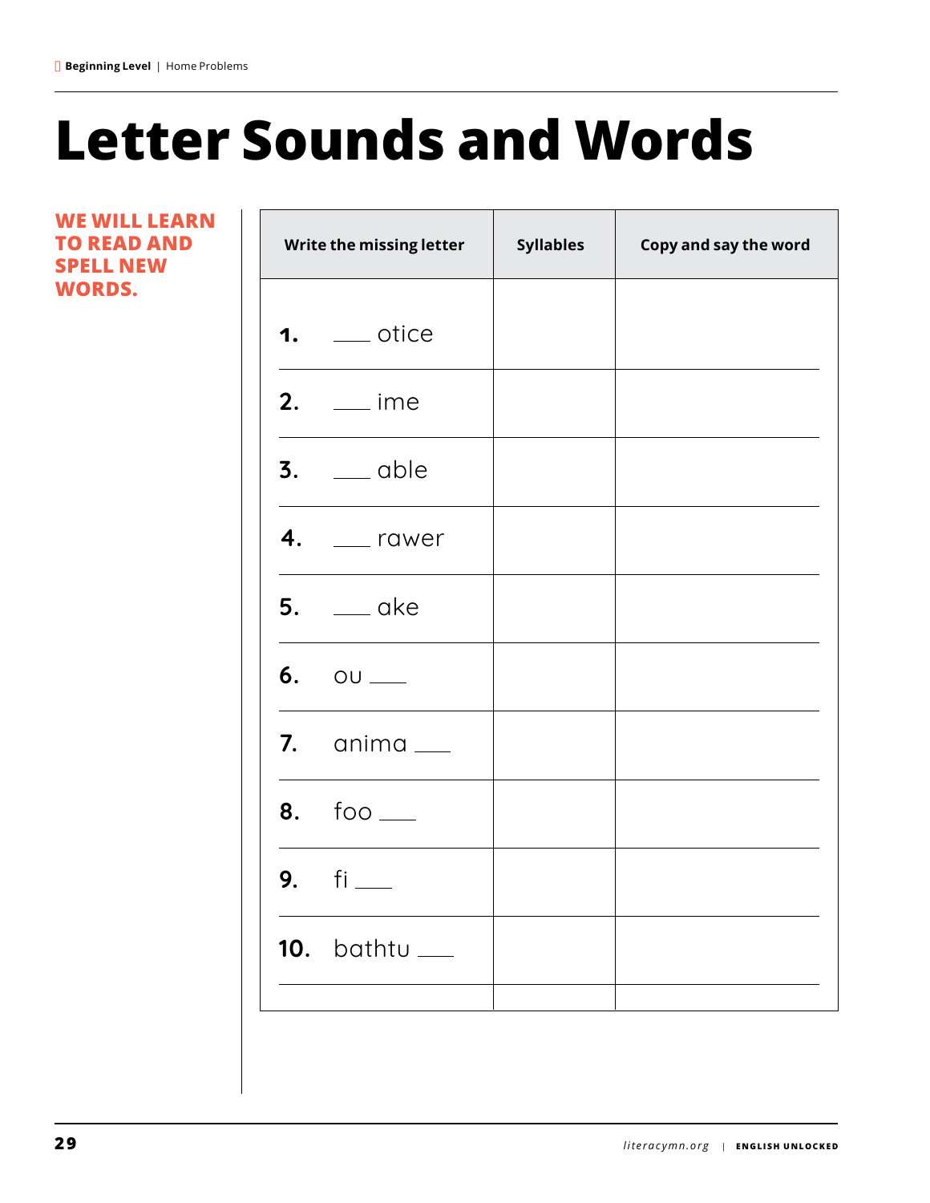# Letter Sounds and Words

**WE WILL LEARN TO READ AND SPELL NEW WORDS.**

| Write the missing letter | Syllables | Copy and say the word |
|---|---|---|
| **1.** ___ otice | | |
| **2.** ___ ime | | |
| **3.** ___ able | | |
| **4.** ___ rawer | | |
| **5.** ___ ake | | |
| **6.** ou ___ | | |
| **7.** anima ___ | | |
| **8.** foo ___ | | |
| **9.** fi ___ | | |
| **10.** bathtu ___ | | |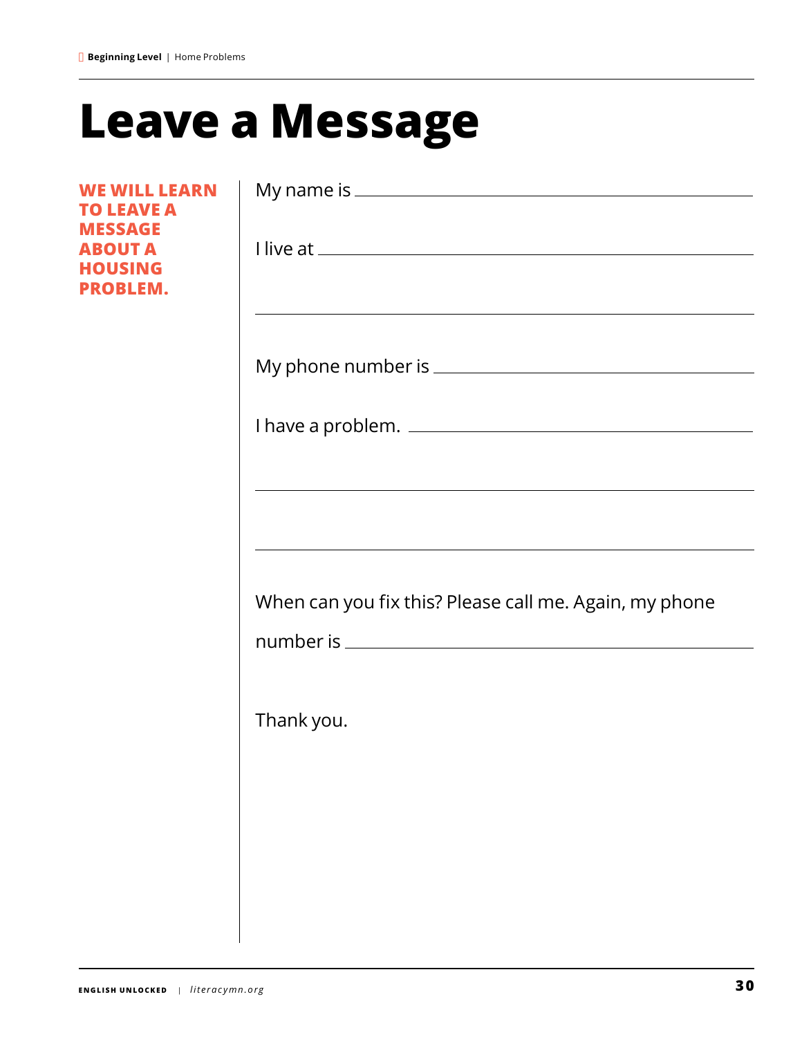# Leave a Message

**WE WILL LEARN TO LEAVE A MESSAGE ABOUT A HOUSING PROBLEM.**

My name is ______________________________________________

I live at ______________________________________________

______________________________________________

My phone number is ______________________________________________

I have a problem. ______________________________________________

______________________________________________

______________________________________________

When can you fix this? Please call me. Again, my phone number is ______________________________________________

Thank you.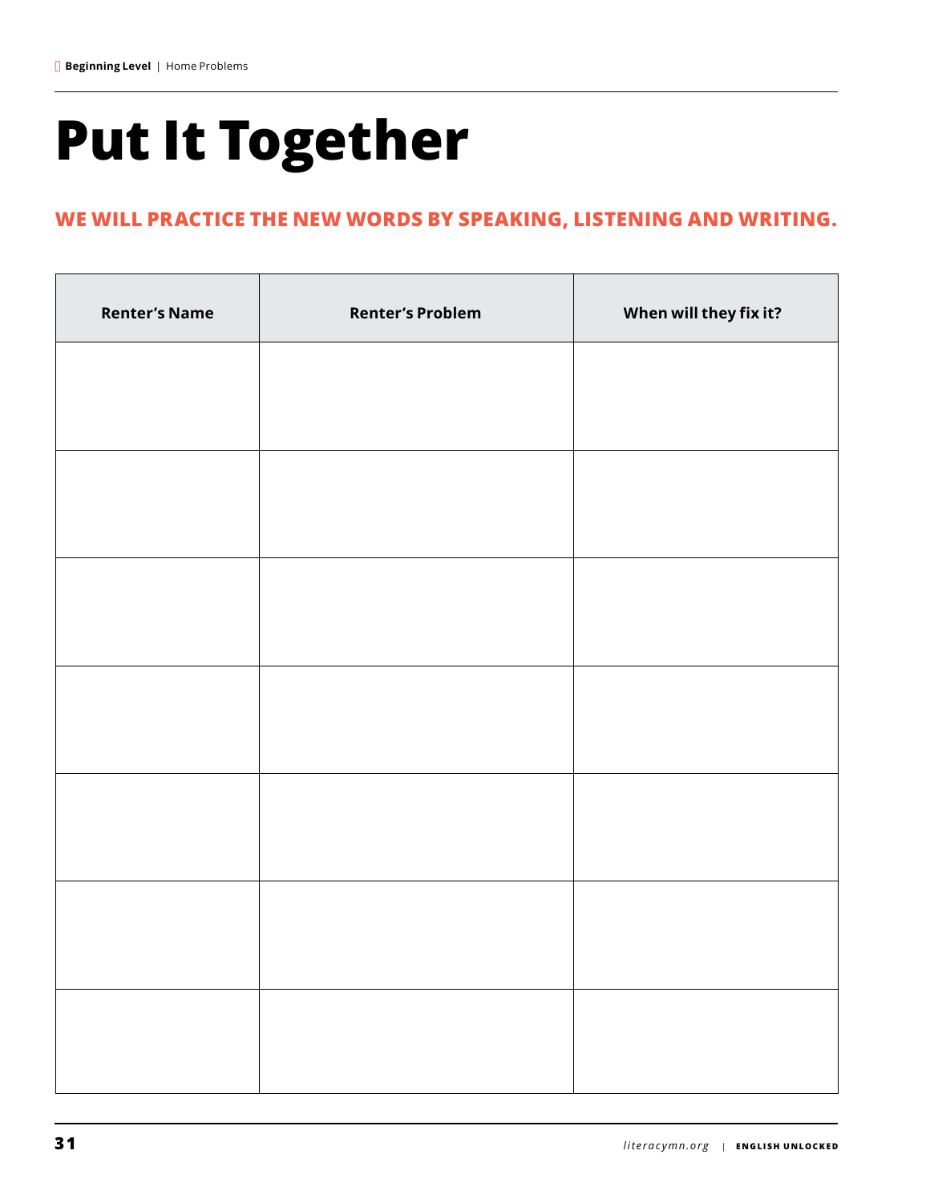# Put It Together

**WE WILL PRACTICE THE NEW WORDS BY SPEAKING, LISTENING AND WRITING.**

| Renter's Name | Renter's Problem | When will they fix it? |
|---|---|---|
| | | |
| | | |
| | | |
| | | |
| | | |
| | | |
| | | |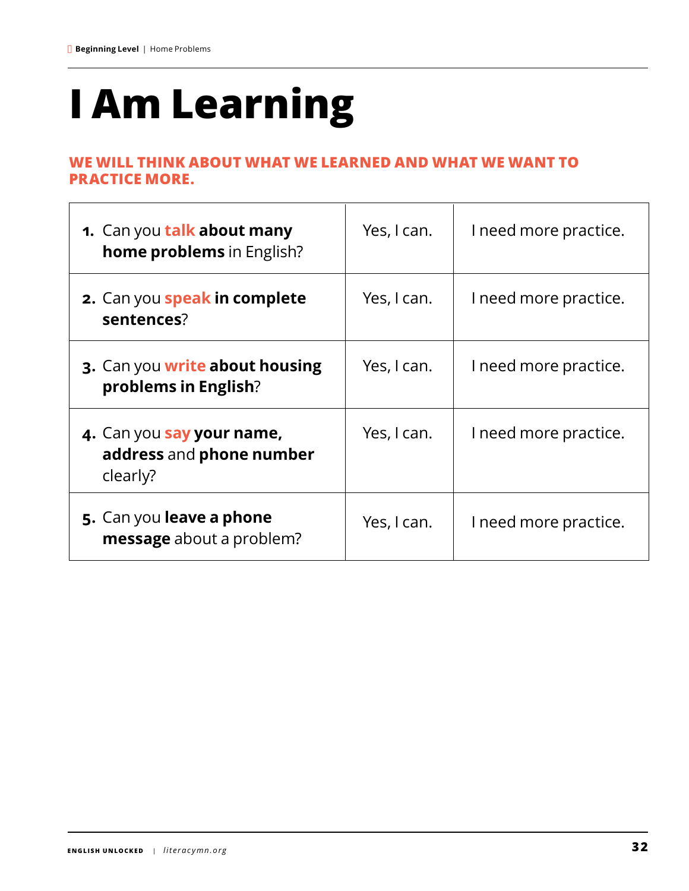# I Am Learning

**WE WILL THINK ABOUT WHAT WE LEARNED AND WHAT WE WANT TO PRACTICE MORE.**

| | | |
|---|---|---|
| **1.** Can you **talk about many home problems** in English? | Yes, I can. | I need more practice. |
| **2.** Can you **speak in complete sentences**? | Yes, I can. | I need more practice. |
| **3.** Can you **write about housing problems in English**? | Yes, I can. | I need more practice. |
| **4.** Can you **say your name, address** and **phone number** clearly? | Yes, I can. | I need more practice. |
| **5.** Can you **leave a phone message** about a problem? | Yes, I can. | I need more practice. |